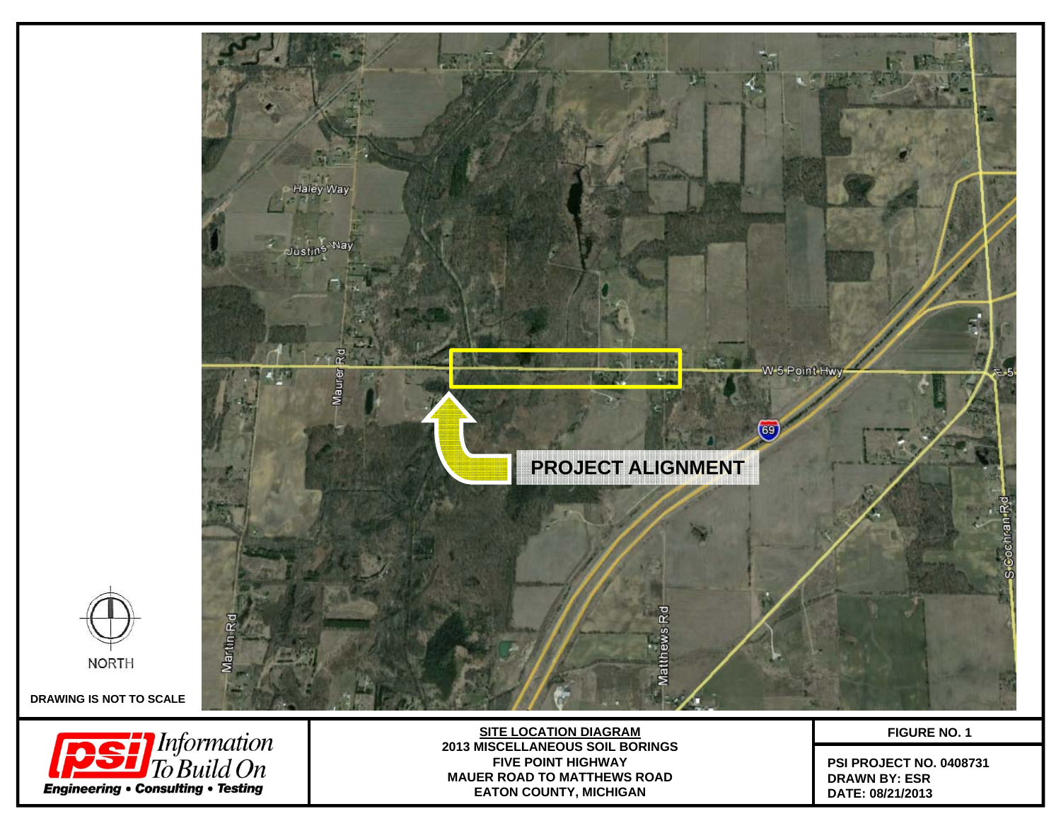Haley Way

Justins Way

Maurer Rd

W 5 Point Hwy

69

PROJECT ALIGNMENT

Martin Rd

Matthews Rd

S Cochran Rd

NORTH

DRAWING IS NOT TO SCALE

**psi** *Information To Build On*

**Engineering • Consulting • Testing**

**SITE LOCATION DIAGRAM**
**2013 MISCELLANEOUS SOIL BORINGS**
**FIVE POINT HIGHWAY**
**MAUER ROAD TO MATTHEWS ROAD**
**EATON COUNTY, MICHIGAN**

**FIGURE NO. 1**

**PSI PROJECT NO. 0408731**
**DRAWN BY: ESR**
**DATE: 08/21/2013**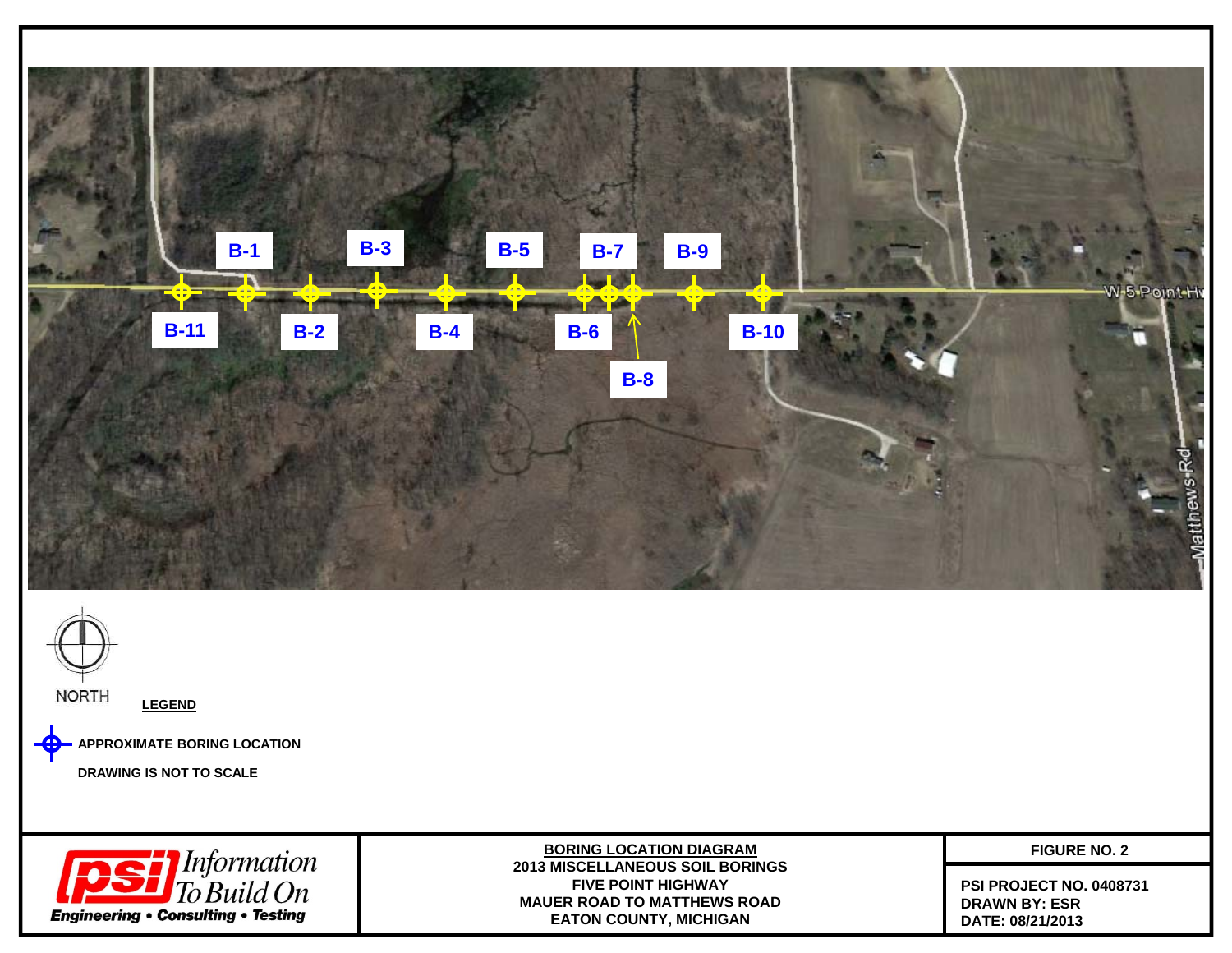B-1 B-3 B-5 B-7 B-9

B-11 B-2 B-4 B-6 B-10

B-8

W 5 Point Hwy

Matthews Rd

NORTH

**LEGEND**

**APPROXIMATE BORING LOCATION**

**DRAWING IS NOT TO SCALE**

**psi** *Information To Build On*

***Engineering • Consulting • Testing***

**BORING LOCATION DIAGRAM**
**2013 MISCELLANEOUS SOIL BORINGS**
**FIVE POINT HIGHWAY**
**MAUER ROAD TO MATTHEWS ROAD**
**EATON COUNTY, MICHIGAN**

**FIGURE NO. 2**

**PSI PROJECT NO. 0408731**
**DRAWN BY: ESR**
**DATE: 08/21/2013**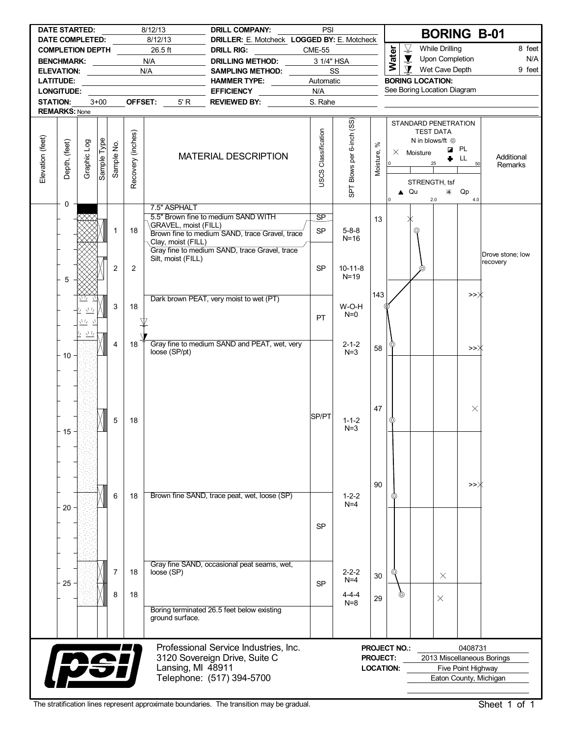# BORING B-01

| | | | |
|---|---|---|---|
| **DATE STARTED:** | 8/12/13 | **DRILL COMPANY:** | PSI |
| **DATE COMPLETED:** | 8/12/13 | **DRILLER:** E. Motcheck | **LOGGED BY:** E. Motcheck |
| **COMPLETION DEPTH** | 26.5 ft | **DRILL RIG:** | CME-55 |
| **BENCHMARK:** | N/A | **DRILLING METHOD:** | 3 1/4" HSA |
| **ELEVATION:** | N/A | **SAMPLING METHOD:** | SS |
| **LATITUDE:** | | **HAMMER TYPE:** | Automatic |
| **LONGITUDE:** | | **EFFICIENCY** | N/A |
| **STATION:** 3+00 | **OFFSET:** 5' R | **REVIEWED BY:** | S. Rahe |
| **REMARKS:** None | | | |

**Water**

| | |
|---|---|
| While Drilling | 8 feet |
| Upon Completion | N/A |
| Wet Cave Depth | 9 feet |

**BORING LOCATION:** See Boring Location Diagram

| Depth (feet) | Sample No. | Recovery (inches) | Material Description | USCS Classification | SPT Blows per 6-inch (SS) | Moisture, % | Additional Remarks |
|---|---|---|---|---|---|---|---|
| 0 | | | 7.5" ASPHALT | | | | |
| | | | 5.5" Brown fine to medium SAND WITH GRAVEL, moist (FILL) | SP | | 13 | |
| | 1 | 18 | Brown fine to medium SAND, trace Gravel, trace Clay, moist (FILL) | SP | 5-8-8 N=16 | | |
| | 2 | 2 | Gray fine to medium SAND, trace Gravel, trace Silt, moist (FILL) | SP | 10-11-8 N=19 | | Drove stone; low recovery |
| 5 | 3 | 18 | Dark brown PEAT, very moist to wet (PT) | PT | W-O-H N=0 | 143 | |
| | 4 | 18 | Gray fine to medium SAND and PEAT, wet, very loose (SP/pt) | SP/PT | 2-1-2 N=3 | 58 | |
| 15 | 5 | 18 | | SP/PT | 1-1-2 N=3 | 47 | |
| 20 | 6 | 18 | Brown fine SAND, trace peat, wet, loose (SP) | SP | 1-2-2 N=4 | 90 | |
| 25 | 7 | 18 | Gray fine SAND, occasional peat seams, wet, loose (SP) | SP | 2-2-2 N=4 | 30 | |
| | 8 | 18 | | | 4-4-4 N=8 | 29 | |
| | | | Boring terminated 26.5 feet below existing ground surface. | | | | |

Professional Service Industries, Inc.
3120 Sovereign Drive, Suite C
Lansing, MI 48911
Telephone: (517) 394-5700

**PROJECT NO.:** 0408731
**PROJECT:** 2013 Miscellaneous Borings
**LOCATION:** Five Point Highway, Eaton County, Michigan

The stratification lines represent approximate boundaries. The transition may be gradual.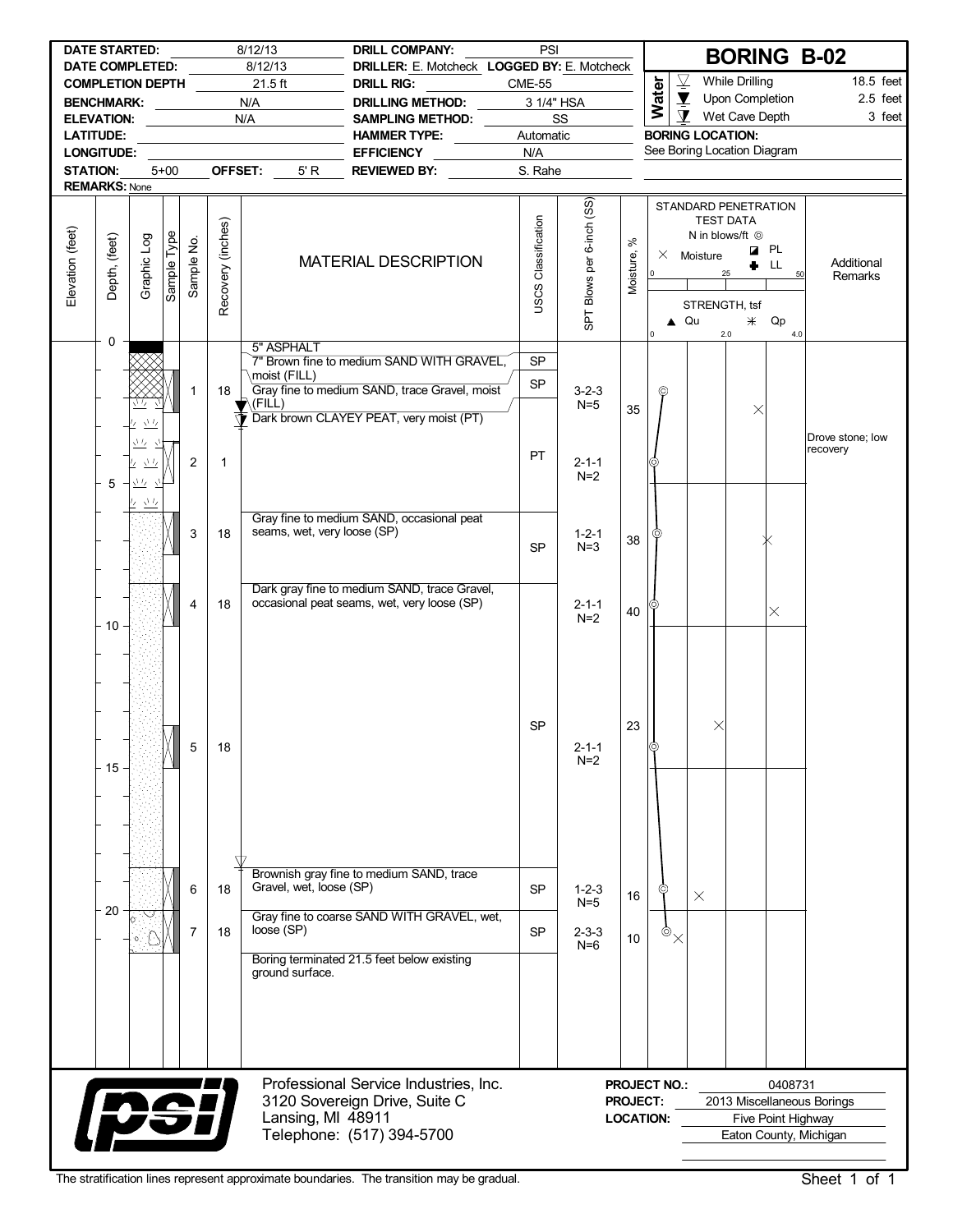# BORING B-02

| | | | |
|---|---|---|---|
| **DATE STARTED:** | 8/12/13 | **DRILL COMPANY:** | PSI |
| **DATE COMPLETED:** | 8/12/13 | **DRILLER:** E. Motcheck | **LOGGED BY:** E. Motcheck |
| **COMPLETION DEPTH** | 21.5 ft | **DRILL RIG:** | CME-55 |
| **BENCHMARK:** | N/A | **DRILLING METHOD:** | 3 1/4" HSA |
| **ELEVATION:** | N/A | **SAMPLING METHOD:** | SS |
| **LATITUDE:** | | **HAMMER TYPE:** | Automatic |
| **LONGITUDE:** | | **EFFICIENCY** | N/A |
| **STATION:** 5+00 | **OFFSET:** 5' R | **REVIEWED BY:** | S. Rahe |

**REMARKS:** None

**Water**

| | |
|---|---|
| While Drilling | 18.5 feet |
| Upon Completion | 2.5 feet |
| Wet Cave Depth | 3 feet |

**BORING LOCATION:** See Boring Location Diagram

| Depth, (feet) | Sample No. | Recovery (inches) | MATERIAL DESCRIPTION | USCS Classification | SPT Blows per 6-inch (SS) | Moisture, % | Additional Remarks |
|---|---|---|---|---|---|---|---|
| 0 | | | 5" ASPHALT | | | | |
| | | | 7" Brown fine to medium SAND WITH GRAVEL, moist (FILL) | SP | | | |
| | 1 | 18 | Gray fine to medium SAND, trace Gravel, moist (FILL) | SP | 3-2-3 N=5 | 35 | |
| | | | Dark brown CLAYEY PEAT, very moist (PT) | | | | |
| | 2 | 1 | | PT | 2-1-1 N=2 | | Drove stone; low recovery |
| | 3 | 18 | Gray fine to medium SAND, occasional peat seams, wet, very loose (SP) | SP | 1-2-1 N=3 | 38 | |
| | 4 | 18 | Dark gray fine to medium SAND, trace Gravel, occasional peat seams, wet, very loose (SP) | | 2-1-1 N=2 | 40 | |
| | 5 | 18 | | SP | 2-1-1 N=2 | 23 | |
| | 6 | 18 | Brownish gray fine to medium SAND, trace Gravel, wet, loose (SP) | SP | 1-2-3 N=5 | 16 | |
| 20 | 7 | 18 | Gray fine to coarse SAND WITH GRAVEL, wet, loose (SP) | SP | 2-3-3 N=6 | 10 | |
| | | | Boring terminated 21.5 feet below existing ground surface. | | | | |

Professional Service Industries, Inc.
3120 Sovereign Drive, Suite C
Lansing, MI 48911
Telephone: (517) 394-5700

**PROJECT NO.:** 0408731
**PROJECT:** 2013 Miscellaneous Borings
**LOCATION:** Five Point Highway, Eaton County, Michigan

The stratification lines represent approximate boundaries. The transition may be gradual.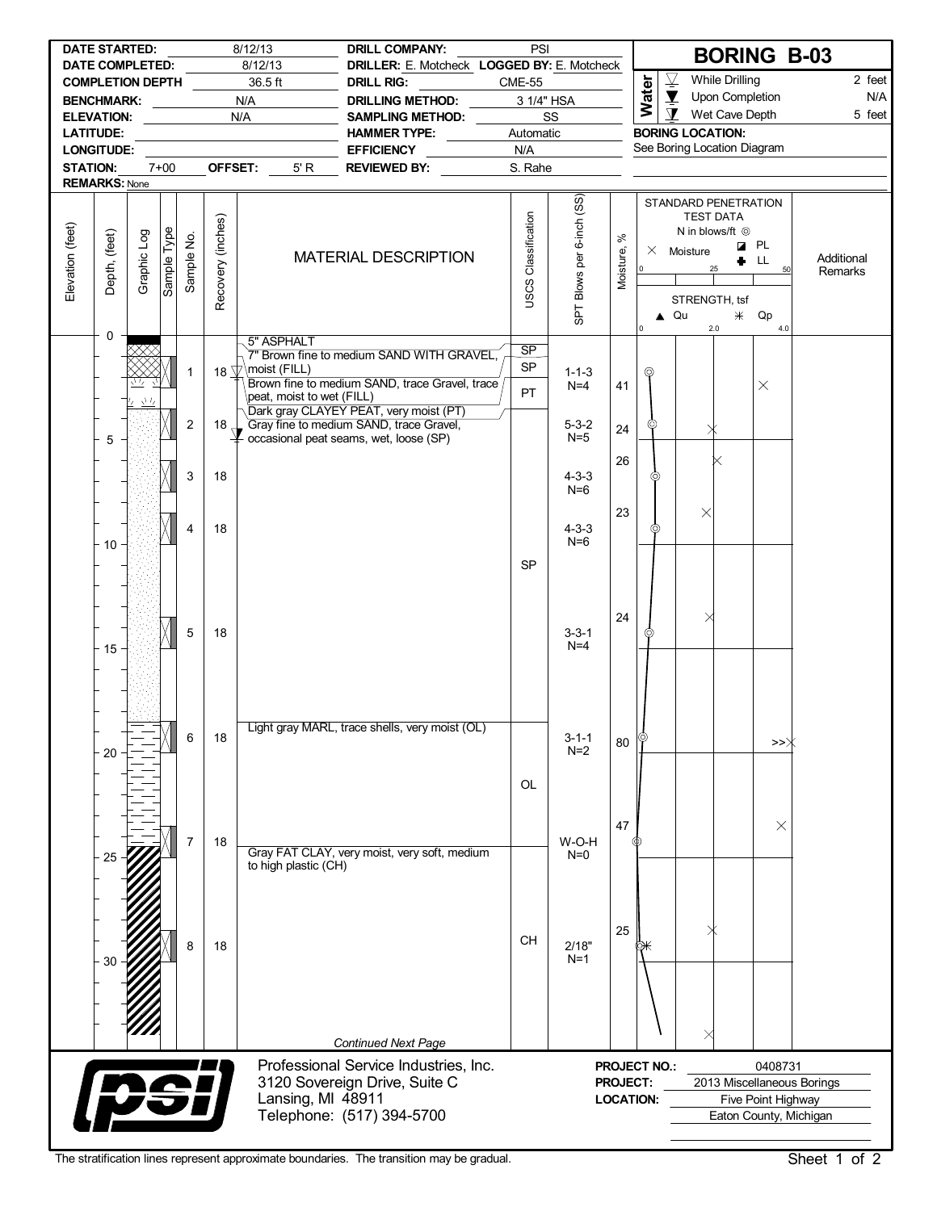# BORING B-03

| | | | |
|---|---|---|---|
| **DATE STARTED:** | 8/12/13 | **DRILL COMPANY:** | PSI |
| **DATE COMPLETED:** | 8/12/13 | **DRILLER:** E. Motcheck | **LOGGED BY:** E. Motcheck |
| **COMPLETION DEPTH** | 36.5 ft | **DRILL RIG:** | CME-55 |
| **BENCHMARK:** | N/A | **DRILLING METHOD:** | 3 1/4" HSA |
| **ELEVATION:** | N/A | **SAMPLING METHOD:** | SS |
| **LATITUDE:** | | **HAMMER TYPE:** | Automatic |
| **LONGITUDE:** | | **EFFICIENCY** | N/A |
| **STATION:** 7+00 | **OFFSET:** 5' R | **REVIEWED BY:** | S. Rahe |
| **REMARKS:** None | | | |

**Water**

| | |
|---|---|
| While Drilling | 2 feet |
| Upon Completion | N/A |
| Wet Cave Depth | 5 feet |

**BORING LOCATION:** See Boring Location Diagram

| Depth, (feet) | Sample No. | Recovery (inches) | MATERIAL DESCRIPTION | USCS Classification | SPT Blows per 6-inch (SS) | Moisture, % |
|---|---|---|---|---|---|---|
| 0 | | | 5" ASPHALT | | | |
| | | | 7" Brown fine to medium SAND WITH GRAVEL, moist (FILL) | SP | | |
| | 1 | 18 | Brown fine to medium SAND, trace Gravel, trace peat, moist to wet (FILL) | SP | 1-1-3 N=4 | 41 |
| | | | Dark gray CLAYEY PEAT, very moist (PT) | PT | | |
| | 2 | 18 | Gray fine to medium SAND, trace Gravel, occasional peat seams, wet, loose (SP) | SP | 5-3-2 N=5 | 24 |
| 5 | 3 | 18 | | | 4-3-3 N=6 | 26 |
| | 4 | 18 | | | 4-3-3 N=6 | 23 |
| 10 | | | | | | |
| | 5 | 18 | | | 3-3-1 N=4 | 24 |
| 15 | | | | | | |
| | 6 | 18 | Light gray MARL, trace shells, very moist (OL) | OL | 3-1-1 N=2 | 80 |
| 20 | | | | | | |
| | 7 | 18 | | | W-O-H N=0 | 47 |
| 25 | | | Gray FAT CLAY, very moist, very soft, medium to high plastic (CH) | CH | | |
| | 8 | 18 | | | 2/18" N=1 | 25 |
| 30 | | | | | | |

*Continued Next Page*

Professional Service Industries, Inc.
3120 Sovereign Drive, Suite C
Lansing, MI 48911
Telephone: (517) 394-5700

**PROJECT NO.:** 0408731
**PROJECT:** 2013 Miscellaneous Borings
**LOCATION:** Five Point Highway, Eaton County, Michigan

The stratification lines represent approximate boundaries. The transition may be gradual.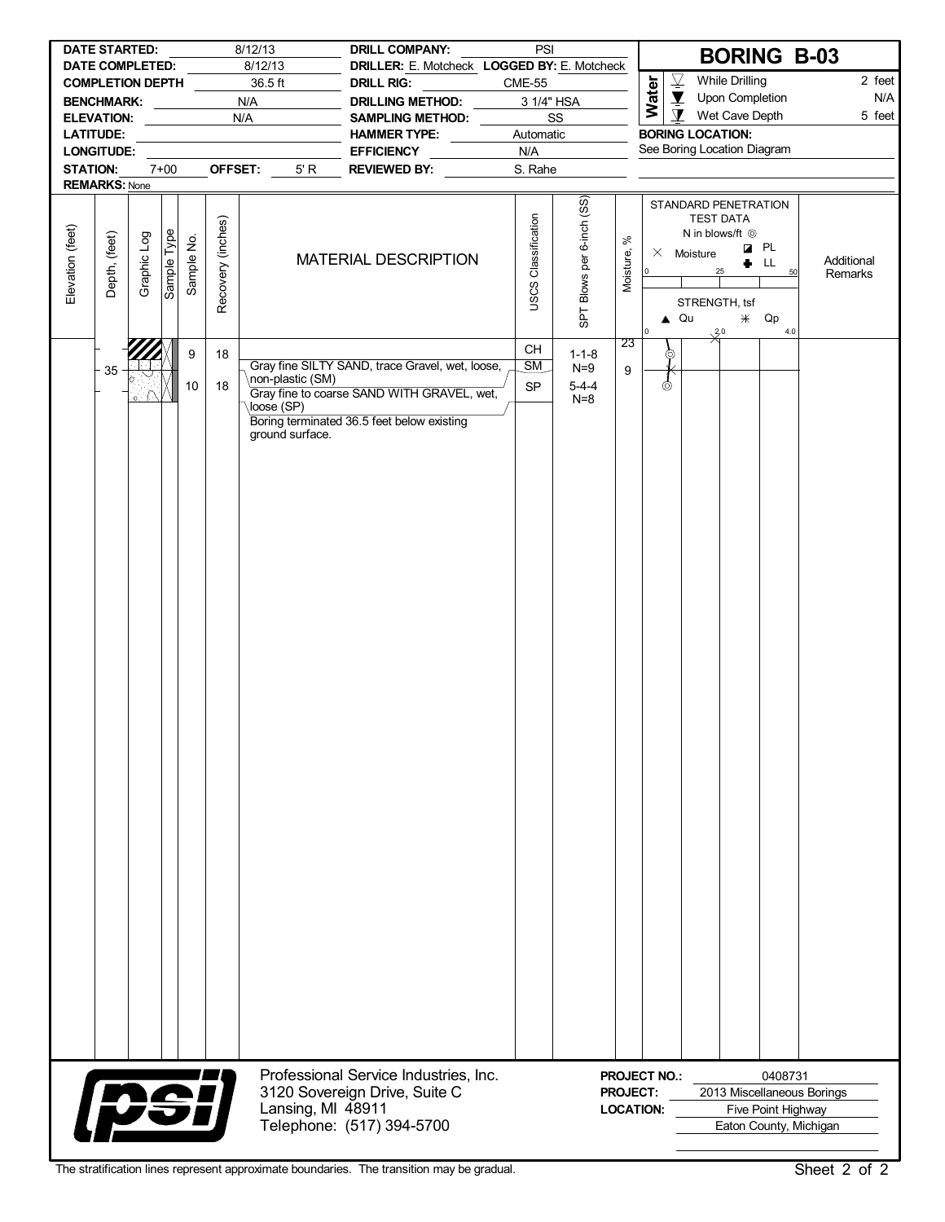# BORING B-03

| | | | |
|---|---|---|---|
| **DATE STARTED:** | 8/12/13 | **DRILL COMPANY:** | PSI |
| **DATE COMPLETED:** | 8/12/13 | **DRILLER:** E. Motcheck | **LOGGED BY:** E. Motcheck |
| **COMPLETION DEPTH** | 36.5 ft | **DRILL RIG:** | CME-55 |
| **BENCHMARK:** | N/A | **DRILLING METHOD:** | 3 1/4" HSA |
| **ELEVATION:** | N/A | **SAMPLING METHOD:** | SS |
| **LATITUDE:** | | **HAMMER TYPE:** | Automatic |
| **LONGITUDE:** | | **EFFICIENCY** | N/A |
| **STATION:** 7+00 | **OFFSET:** 5' R | **REVIEWED BY:** | S. Rahe |
| **REMARKS:** None | | | |

**Water**

| | | |
|---|---|---|
| ▽ | While Drilling | 2 feet |
| ▼ | Upon Completion | N/A |
| ⊻ | Wet Cave Depth | 5 feet |

**BORING LOCATION:** See Boring Location Diagram

| Elevation (feet) | Depth, (feet) | Graphic Log | Sample Type | Sample No. | Recovery (inches) | MATERIAL DESCRIPTION | USCS Classification | SPT Blows per 6-inch (SS) | Moisture, % | STANDARD PENETRATION TEST DATA N in blows/ft ◎ / × Moisture / ◪ PL / ✚ LL / STRENGTH, tsf ▲ Qu ✳ Qp | Additional Remarks |
|---|---|---|---|---|---|---|---|---|---|---|---|
| | | | | 9 | 18 | | CH | 1-1-8 N=9 | 23 | | |
| | 35 | | | | | Gray fine SILTY SAND, trace Gravel, wet, loose, non-plastic (SM) | SM | | | | |
| | | | | 10 | 18 | Gray fine to coarse SAND WITH GRAVEL, wet, loose (SP) | SP | 5-4-4 N=8 | 9 | | |
| | | | | | | Boring terminated 36.5 feet below existing ground surface. | | | | | |

Professional Service Industries, Inc.
3120 Sovereign Drive, Suite C
Lansing, MI 48911
Telephone: (517) 394-5700

**PROJECT NO.:** 0408731
**PROJECT:** 2013 Miscellaneous Borings
**LOCATION:** Five Point Highway, Eaton County, Michigan

The stratification lines represent approximate boundaries. The transition may be gradual.

Sheet 2 of 2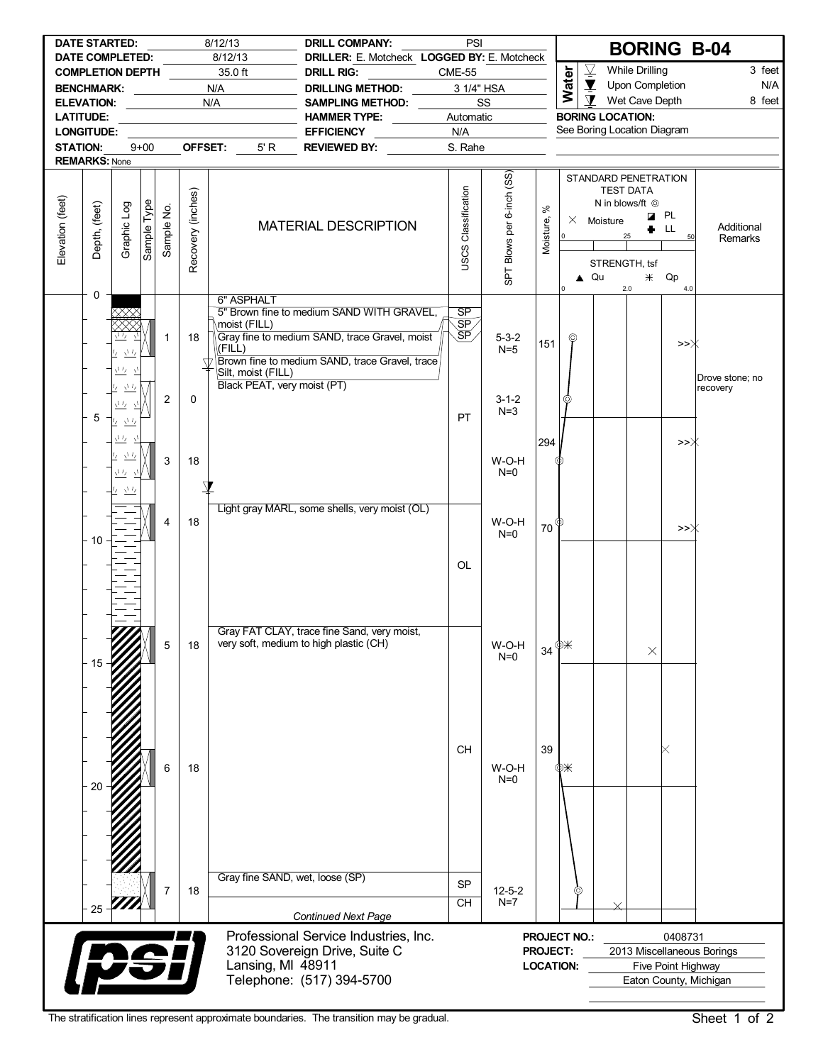# BORING B-04

| | | | |
|---|---|---|---|
| **DATE STARTED:** | 8/12/13 | **DRILL COMPANY:** | PSI |
| **DATE COMPLETED:** | 8/12/13 | **DRILLER:** E. Motcheck | **LOGGED BY:** E. Motcheck |
| **COMPLETION DEPTH** | 35.0 ft | **DRILL RIG:** | CME-55 |
| **BENCHMARK:** | N/A | **DRILLING METHOD:** | 3 1/4" HSA |
| **ELEVATION:** | N/A | **SAMPLING METHOD:** | SS |
| **LATITUDE:** | | **HAMMER TYPE:** | Automatic |
| **LONGITUDE:** | | **EFFICIENCY** | N/A |
| **STATION:** 9+00 | **OFFSET:** 5' R | **REVIEWED BY:** | S. Rahe |
| **REMARKS:** None | | | |

**Water**

- While Drilling: 3 feet
- Upon Completion: N/A
- Wet Cave Depth: 8 feet

**BORING LOCATION:** See Boring Location Diagram

| Depth, (feet) | Sample No. | Recovery (inches) | MATERIAL DESCRIPTION | USCS Classification | SPT Blows per 6-inch (SS) | Moisture, % | Additional Remarks |
|---|---|---|---|---|---|---|---|
| 0 | | | 6" ASPHALT | | | | |
| | | | 5" Brown fine to medium SAND WITH GRAVEL, moist (FILL) | SP | | | |
| | | | Gray fine to medium SAND, trace Gravel, moist (FILL) | SP | | | |
| | 1 | 18 | Brown fine to medium SAND, trace Gravel, trace Silt, moist (FILL) | SP | 5-3-2 N=5 | 151 | |
| | 2 | 0 | Black PEAT, very moist (PT) | PT | 3-1-2 N=3 | | Drove stone; no recovery |
| | 3 | 18 | | | W-O-H N=0 | 294 | |
| | 4 | 18 | Light gray MARL, some shells, very moist (OL) | OL | W-O-H N=0 | 70 | |
| | 5 | 18 | Gray FAT CLAY, trace fine Sand, very moist, very soft, medium to high plastic (CH) | CH | W-O-H N=0 | 34 | |
| | 6 | 18 | | | W-O-H N=0 | 39 | |
| | 7 | 18 | Gray fine SAND, wet, loose (SP) | SP | 12-5-2 N=7 | | |
| 25 | | | | CH | | | |

*Continued Next Page*

Professional Service Industries, Inc.
3120 Sovereign Drive, Suite C
Lansing, MI 48911
Telephone: (517) 394-5700

**PROJECT NO.:** 0408731
**PROJECT:** 2013 Miscellaneous Borings
**LOCATION:** Five Point Highway, Eaton County, Michigan

The stratification lines represent approximate boundaries. The transition may be gradual.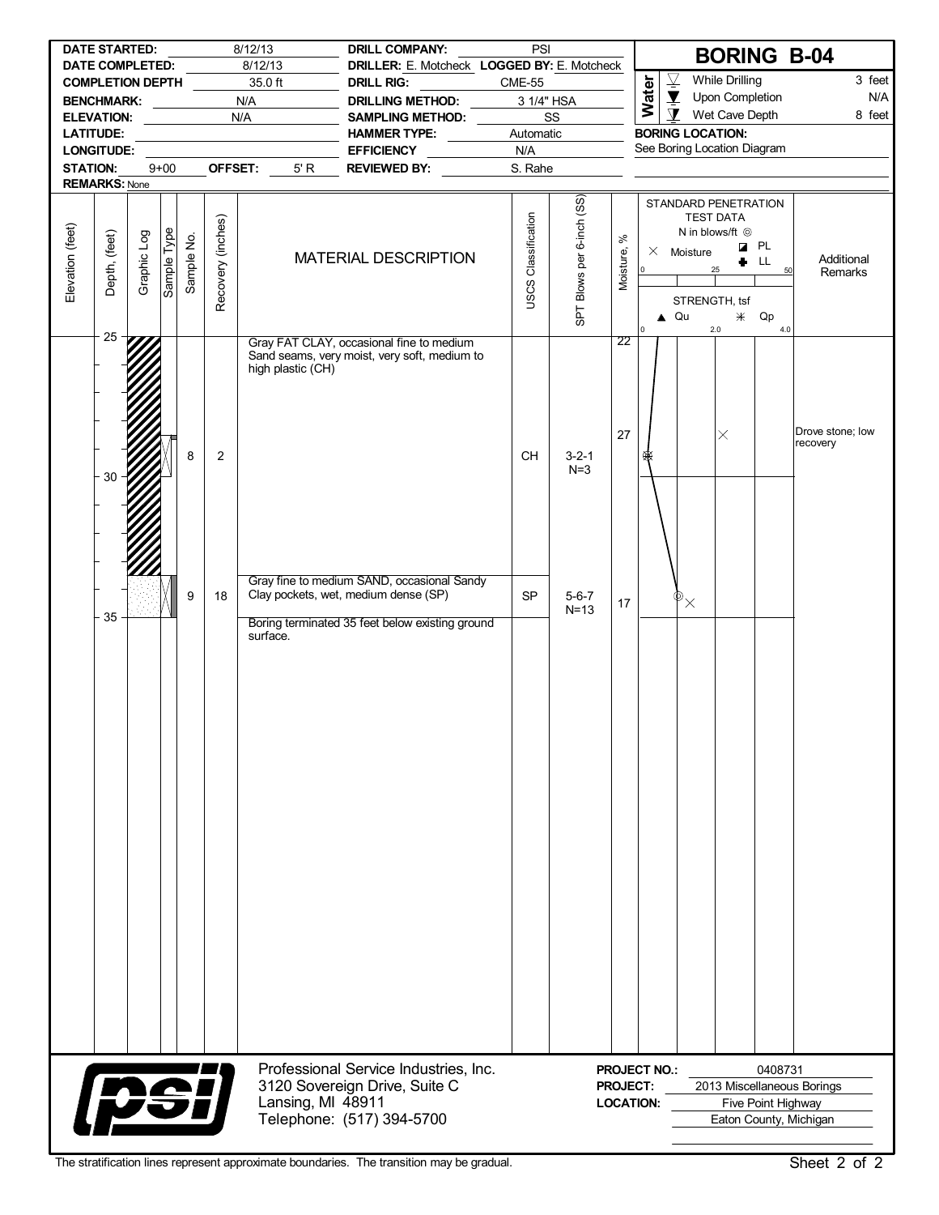# BORING B-04

| | | | |
|---|---|---|---|
| **DATE STARTED:** | 8/12/13 | **DRILL COMPANY:** | PSI |
| **DATE COMPLETED:** | 8/12/13 | **DRILLER:** E. Motcheck | **LOGGED BY:** E. Motcheck |
| **COMPLETION DEPTH** | 35.0 ft | **DRILL RIG:** | CME-55 |
| **BENCHMARK:** | N/A | **DRILLING METHOD:** | 3 1/4" HSA |
| **ELEVATION:** | N/A | **SAMPLING METHOD:** | SS |
| **LATITUDE:** | | **HAMMER TYPE:** | Automatic |
| **LONGITUDE:** | | **EFFICIENCY** | N/A |
| **STATION:** 9+00 | **OFFSET:** 5' R | **REVIEWED BY:** | S. Rahe |
| **REMARKS:** None | | | |

**Water**

| | |
|---|---|
| While Drilling | 3 feet |
| Upon Completion | N/A |
| Wet Cave Depth | 8 feet |

**BORING LOCATION:** See Boring Location Diagram

| Elevation (feet) | Depth, (feet) | Sample Type | Sample No. | Recovery (inches) | MATERIAL DESCRIPTION | USCS Classification | SPT Blows per 6-inch (SS) | Moisture, % | Additional Remarks |
|---|---|---|---|---|---|---|---|---|---|
| | 25 | | | | Gray FAT CLAY, occasional fine to medium Sand seams, very moist, very soft, medium to high plastic (CH) | | | 22 | |
| | ~29 | SS | 8 | 2 | | CH | 3-2-1 N=3 | 27 | Drove stone; low recovery |
| | 33.5 | | | | Gray fine to medium SAND, occasional Sandy Clay pockets, wet, medium dense (SP) | | | | |
| | ~34 | SS | 9 | 18 | | SP | 5-6-7 N=13 | 17 | |
| | 35 | | | | Boring terminated 35 feet below existing ground surface. | | | | |

Professional Service Industries, Inc.
3120 Sovereign Drive, Suite C
Lansing, MI 48911
Telephone: (517) 394-5700

**PROJECT NO.:** 0408731
**PROJECT:** 2013 Miscellaneous Borings
**LOCATION:** Five Point Highway, Eaton County, Michigan

The stratification lines represent approximate boundaries. The transition may be gradual.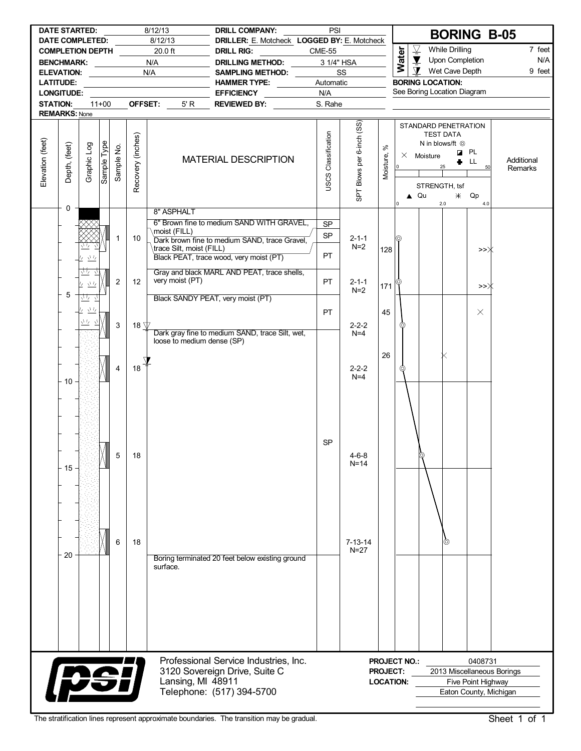# BORING B-05

| | | | |
|---|---|---|---|
| **DATE STARTED:** | 8/12/13 | **DRILL COMPANY:** | PSI |
| **DATE COMPLETED:** | 8/12/13 | **DRILLER:** E. Motcheck | **LOGGED BY:** E. Motcheck |
| **COMPLETION DEPTH** | 20.0 ft | **DRILL RIG:** | CME-55 |
| **BENCHMARK:** | N/A | **DRILLING METHOD:** | 3 1/4" HSA |
| **ELEVATION:** | N/A | **SAMPLING METHOD:** | SS |
| **LATITUDE:** | | **HAMMER TYPE:** | Automatic |
| **LONGITUDE:** | | **EFFICIENCY** | N/A |
| **STATION:** 11+00 | **OFFSET:** 5' R | **REVIEWED BY:** | S. Rahe |
| **REMARKS:** None | | | |

**Water**

| | |
|---|---|
| While Drilling | 7 feet |
| Upon Completion | N/A |
| Wet Cave Depth | 9 feet |

**BORING LOCATION:** See Boring Location Diagram

| Depth (feet) | Sample No. | Recovery (inches) | Material Description | USCS Classification | SPT Blows per 6-inch (SS) | Moisture, % |
|---|---|---|---|---|---|---|
| 0 | | | 8" ASPHALT | | | |
| | | | 6" Brown fine to medium SAND WITH GRAVEL, moist (FILL) | SP | | |
| | 1 | 10 | Dark brown fine to medium SAND, trace Gravel, trace Silt, moist (FILL) | SP | 2-1-1 N=2 | 128 |
| | | | Black PEAT, trace wood, very moist (PT) | PT | | |
| | 2 | 12 | Gray and black MARL AND PEAT, trace shells, very moist (PT) | PT | 2-1-1 N=2 | 171 |
| 5 | | | Black SANDY PEAT, very moist (PT) | PT | | 45 |
| | 3 | 18 | | | 2-2-2 N=4 | |
| | | | Dark gray fine to medium SAND, trace Silt, wet, loose to medium dense (SP) | SP | | 26 |
| | 4 | 18 | | | 2-2-2 N=4 | |
| 10 | | | | | | |
| | 5 | 18 | | | 4-6-8 N=14 | |
| 15 | | | | | | |
| | 6 | 18 | | | 7-13-14 N=27 | |
| 20 | | | Boring terminated 20 feet below existing ground surface. | | | |

Professional Service Industries, Inc.
3120 Sovereign Drive, Suite C
Lansing, MI 48911
Telephone: (517) 394-5700

**PROJECT NO.:** 0408731
**PROJECT:** 2013 Miscellaneous Borings
**LOCATION:** Five Point Highway, Eaton County, Michigan

The stratification lines represent approximate boundaries. The transition may be gradual.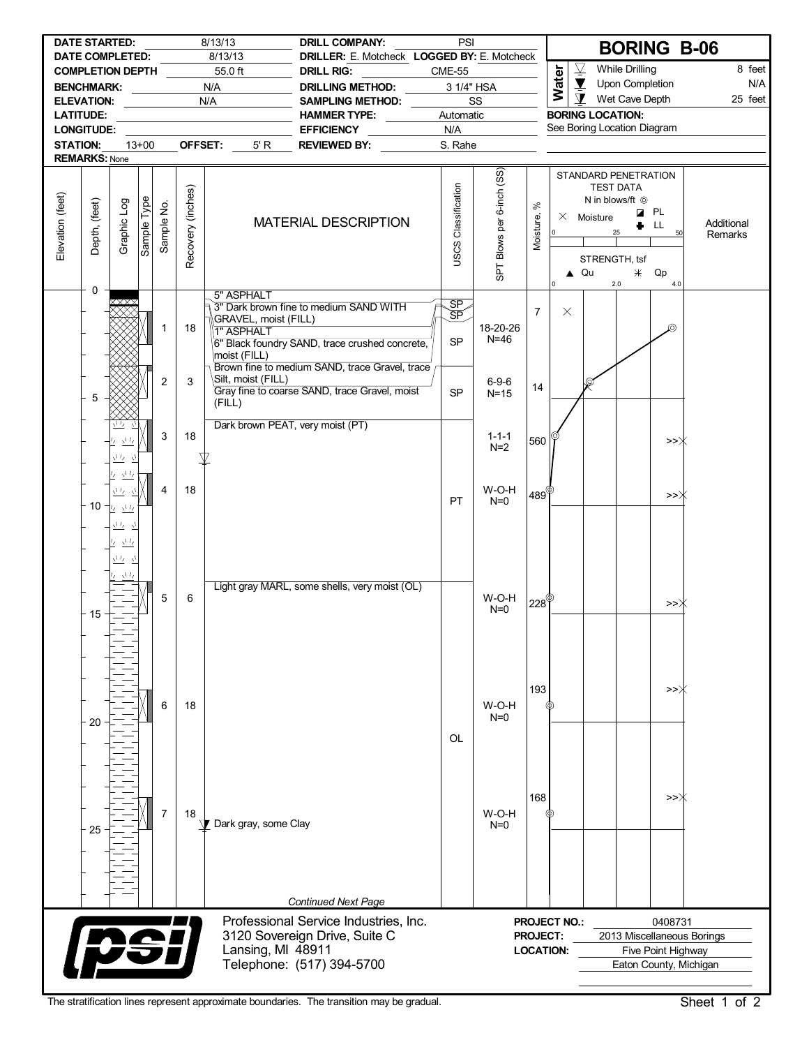# BORING B-06

| | | | |
|---|---|---|---|
| **DATE STARTED:** | 8/13/13 | **DRILL COMPANY:** | PSI |
| **DATE COMPLETED:** | 8/13/13 | **DRILLER:** E. Motcheck | **LOGGED BY:** E. Motcheck |
| **COMPLETION DEPTH** | 55.0 ft | **DRILL RIG:** | CME-55 |
| **BENCHMARK:** | N/A | **DRILLING METHOD:** | 3 1/4" HSA |
| **ELEVATION:** | N/A | **SAMPLING METHOD:** | SS |
| **LATITUDE:** | | **HAMMER TYPE:** | Automatic |
| **LONGITUDE:** | | **EFFICIENCY** | N/A |
| **STATION:** 13+00 | **OFFSET:** 5' R | **REVIEWED BY:** | S. Rahe |
| **REMARKS:** None | | | |

**Water**

| | |
|---|---|
| While Drilling | 8 feet |
| Upon Completion | N/A |
| Wet Cave Depth | 25 feet |

**BORING LOCATION:** See Boring Location Diagram

| Depth, (feet) | Sample No. | Recovery (inches) | MATERIAL DESCRIPTION | USCS Classification | SPT Blows per 6-inch (SS) | Moisture, % |
|---|---|---|---|---|---|---|
| 0 | | | 5" ASPHALT | | | |
| | | | 3" Dark brown fine to medium SAND WITH GRAVEL, moist (FILL) | SP | | 7 |
| | | | 1" ASPHALT | SP | | |
| | 1 | 18 | 6" Black foundry SAND, trace crushed concrete, moist (FILL) | SP | 18-20-26 N=46 | |
| | | | Brown fine to medium SAND, trace Gravel, trace Silt, moist (FILL) | | | |
| 5 | 2 | 3 | Gray fine to coarse SAND, trace Gravel, moist (FILL) | SP | 6-9-6 N=15 | 14 |
| | 3 | 18 | Dark brown PEAT, very moist (PT) | | 1-1-1 N=2 | 560 |
| 10 | 4 | 18 | | PT | W-O-H N=0 | 489 |
| 15 | 5 | 6 | Light gray MARL, some shells, very moist (OL) | | W-O-H N=0 | 228 |
| 20 | 6 | 18 | | OL | W-O-H N=0 | 193 |
| 25 | 7 | 18 | Dark gray, some Clay | | W-O-H N=0 | 168 |

*Continued Next Page*

Professional Service Industries, Inc.
3120 Sovereign Drive, Suite C
Lansing, MI 48911
Telephone: (517) 394-5700

**PROJECT NO.:** 0408731
**PROJECT:** 2013 Miscellaneous Borings
**LOCATION:** Five Point Highway, Eaton County, Michigan

The stratification lines represent approximate boundaries. The transition may be gradual.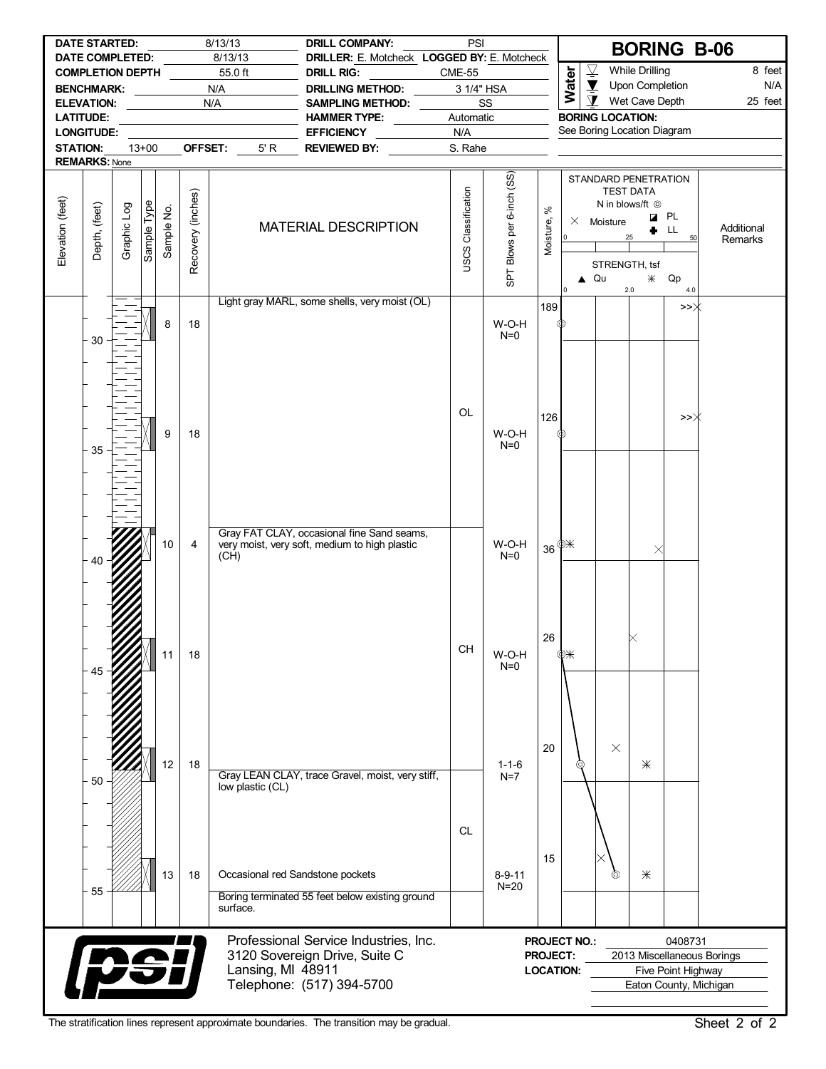# BORING B-06

| | | | |
|---|---|---|---|
| **DATE STARTED:** | 8/13/13 | **DRILL COMPANY:** | PSI |
| **DATE COMPLETED:** | 8/13/13 | **DRILLER:** E. Motcheck | **LOGGED BY:** E. Motcheck |
| **COMPLETION DEPTH** | 55.0 ft | **DRILL RIG:** | CME-55 |
| **BENCHMARK:** | N/A | **DRILLING METHOD:** | 3 1/4" HSA |
| **ELEVATION:** | N/A | **SAMPLING METHOD:** | SS |
| **LATITUDE:** | | **HAMMER TYPE:** | Automatic |
| **LONGITUDE:** | | **EFFICIENCY** | N/A |
| **STATION:** 13+00 | **OFFSET:** 5' R | **REVIEWED BY:** | S. Rahe |
| **REMARKS:** None | | | |

**Water**

- While Drilling: 8 feet
- Upon Completion: N/A
- Wet Cave Depth: 25 feet

**BORING LOCATION:** See Boring Location Diagram

| Elevation (feet) | Depth, (feet) | Sample No. | Recovery (inches) | MATERIAL DESCRIPTION | USCS Classification | SPT Blows per 6-inch (SS) | Moisture, % | Additional Remarks |
|---|---|---|---|---|---|---|---|---|
| | | | | Light gray MARL, some shells, very moist (OL) | OL | | | |
| | ~29 | 8 | 18 | | | W-O-H N=0 | 189 | |
| | ~34 | 9 | 18 | | | W-O-H N=0 | 126 | |
| | ~39 | 10 | 4 | Gray FAT CLAY, occasional fine Sand seams, very moist, very soft, medium to high plastic (CH) | CH | W-O-H N=0 | 36 | |
| | ~44 | 11 | 18 | | | W-O-H N=0 | 26 | |
| | ~49 | 12 | 18 | | | 1-1-6 N=7 | 20 | |
| | | | | Gray LEAN CLAY, trace Gravel, moist, very stiff, low plastic (CL) | CL | | | |
| | ~54 | 13 | 18 | Occasional red Sandstone pockets | | 8-9-11 N=20 | 15 | |
| | 55 | | | Boring terminated 55 feet below existing ground surface. | | | | |

Professional Service Industries, Inc.
3120 Sovereign Drive, Suite C
Lansing, MI 48911
Telephone: (517) 394-5700

**PROJECT NO.:** 0408731
**PROJECT:** 2013 Miscellaneous Borings
**LOCATION:** Five Point Highway, Eaton County, Michigan

The stratification lines represent approximate boundaries. The transition may be gradual.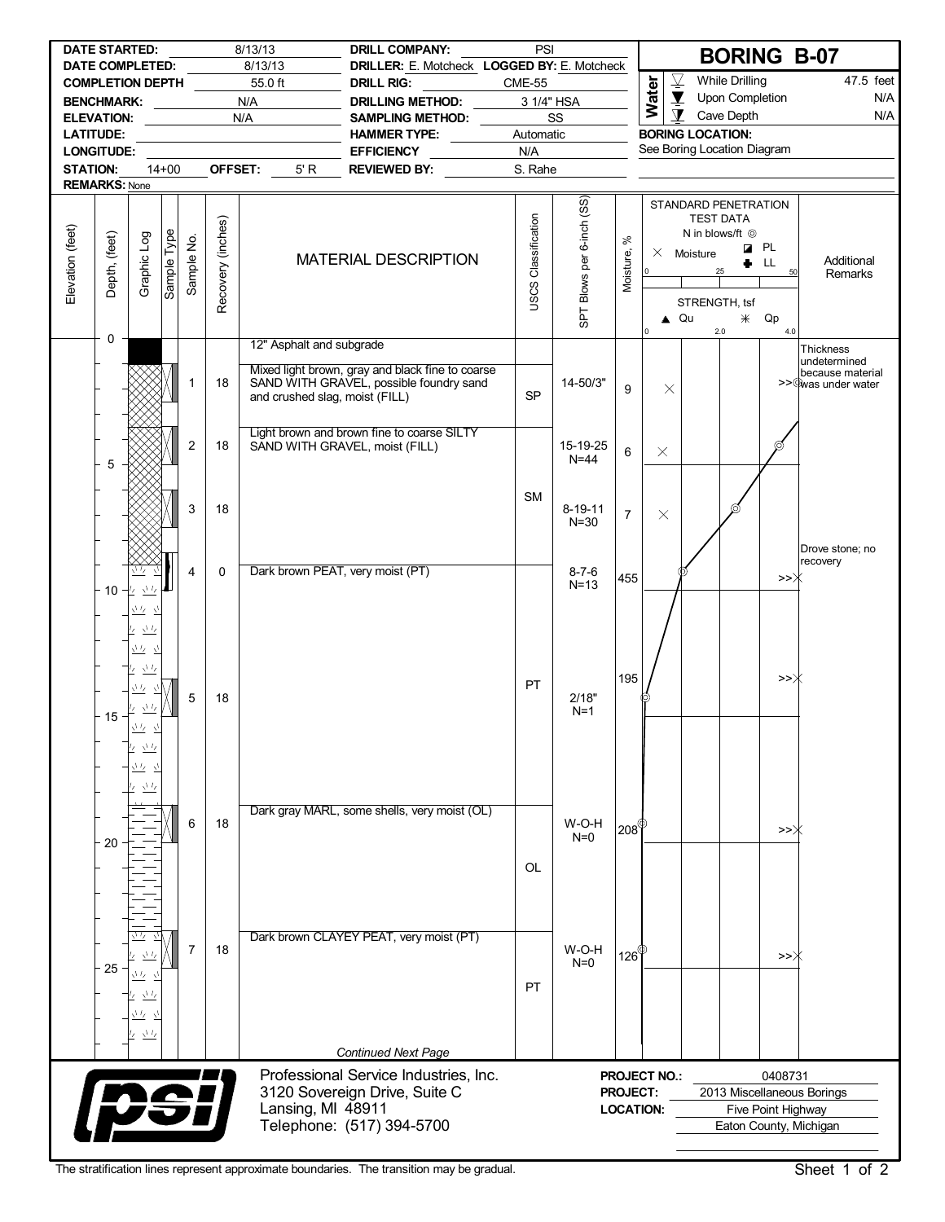# BORING B-07

| | | | |
|---|---|---|---|
| **DATE STARTED:** | 8/13/13 | **DRILL COMPANY:** | PSI |
| **DATE COMPLETED:** | 8/13/13 | **DRILLER:** E. Motcheck | **LOGGED BY:** E. Motcheck |
| **COMPLETION DEPTH** | 55.0 ft | **DRILL RIG:** | CME-55 |
| **BENCHMARK:** | N/A | **DRILLING METHOD:** | 3 1/4" HSA |
| **ELEVATION:** | N/A | **SAMPLING METHOD:** | SS |
| **LATITUDE:** | | **HAMMER TYPE:** | Automatic |
| **LONGITUDE:** | | **EFFICIENCY** | N/A |
| **STATION:** 14+00 | **OFFSET:** 5' R | **REVIEWED BY:** | S. Rahe |
| **REMARKS:** None | | | |

**Water**

| | |
|---|---|
| While Drilling | 47.5 feet |
| Upon Completion | N/A |
| Cave Depth | N/A |

**BORING LOCATION:** See Boring Location Diagram

| Depth, (feet) | Sample No. | Recovery (inches) | MATERIAL DESCRIPTION | USCS Classification | SPT Blows per 6-inch (SS) | Moisture, % | Additional Remarks |
|---|---|---|---|---|---|---|---|
| 0 | | | 12" Asphalt and subgrade | | | | Thickness undetermined because material was under water |
| | 1 | 18 | Mixed light brown, gray and black fine to coarse SAND WITH GRAVEL, possible foundry sand and crushed slag, moist (FILL) | SP | 14-50/3" | 9 | |
| | 2 | 18 | Light brown and brown fine to coarse SILTY SAND WITH GRAVEL, moist (FILL) | SM | 15-19-25 N=44 | 6 | |
| 5 | 3 | 18 | | SM | 8-19-11 N=30 | 7 | |
| | 4 | 0 | Dark brown PEAT, very moist (PT) | PT | 8-7-6 N=13 | 455 | Drove stone; no recovery |
| 10 | | | | | | | |
| 15 | 5 | 18 | | PT | 2/18" N=1 | 195 | |
| | 6 | 18 | Dark gray MARL, some shells, very moist (OL) | OL | W-O-H N=0 | 208 | |
| 20 | | | | | | | |
| | 7 | 18 | Dark brown CLAYEY PEAT, very moist (PT) | PT | W-O-H N=0 | 126 | |
| 25 | | | | | | | |

*Continued Next Page*

Professional Service Industries, Inc.
3120 Sovereign Drive, Suite C
Lansing, MI 48911
Telephone: (517) 394-5700

**PROJECT NO.:** 0408731
**PROJECT:** 2013 Miscellaneous Borings
**LOCATION:** Five Point Highway, Eaton County, Michigan

The stratification lines represent approximate boundaries. The transition may be gradual.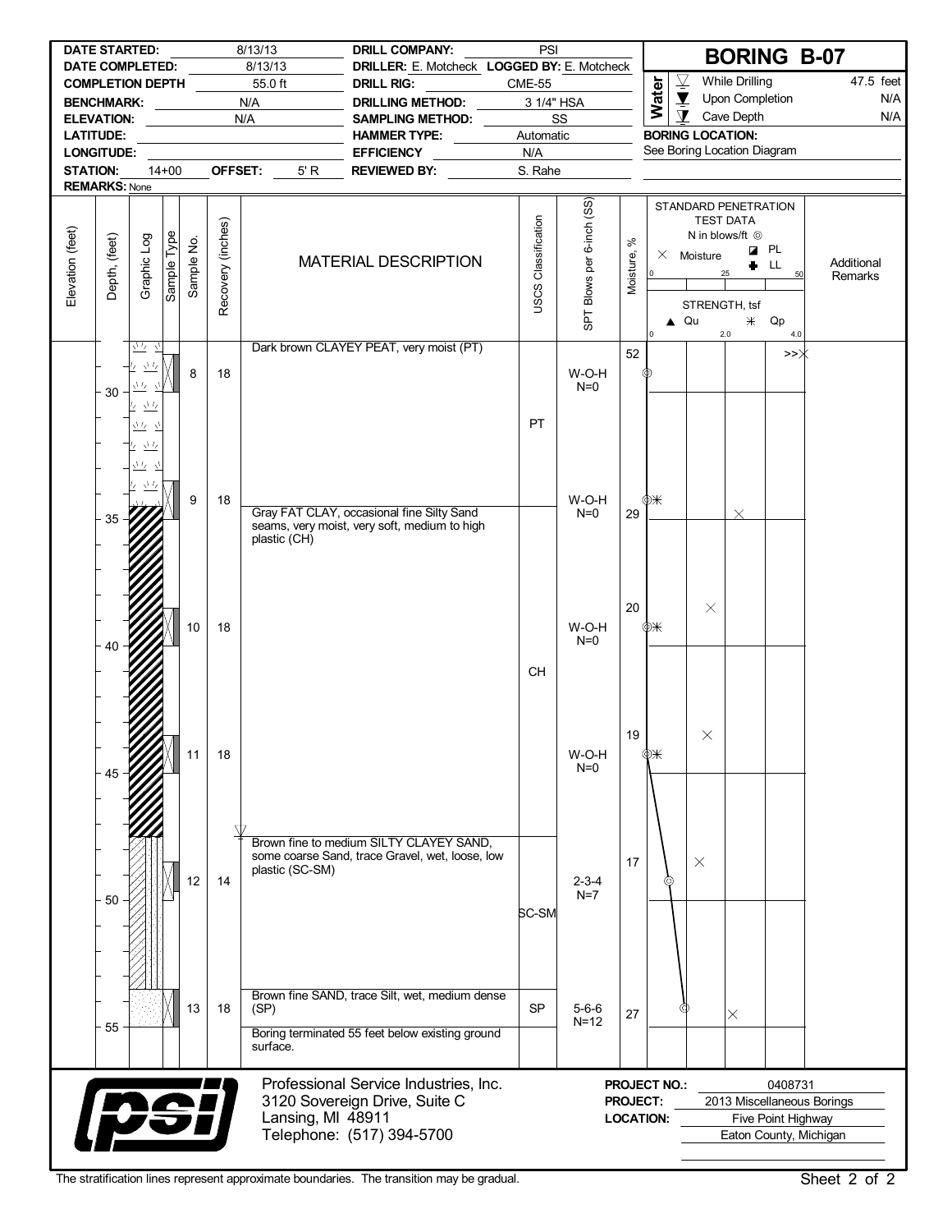# BORING B-07

| | | | |
|---|---|---|---|
| **DATE STARTED:** | 8/13/13 | **DRILL COMPANY:** | PSI |
| **DATE COMPLETED:** | 8/13/13 | **DRILLER:** E. Motcheck | **LOGGED BY:** E. Motcheck |
| **COMPLETION DEPTH** | 55.0 ft | **DRILL RIG:** | CME-55 |
| **BENCHMARK:** | N/A | **DRILLING METHOD:** | 3 1/4" HSA |
| **ELEVATION:** | N/A | **SAMPLING METHOD:** | SS |
| **LATITUDE:** | | **HAMMER TYPE:** | Automatic |
| **LONGITUDE:** | | **EFFICIENCY** | N/A |
| **STATION:** 14+00 | **OFFSET:** 5' R | **REVIEWED BY:** | S. Rahe |
| **REMARKS:** None | | | |

**Water**

| | |
|---|---|
| While Drilling | 47.5 feet |
| Upon Completion | N/A |
| Cave Depth | N/A |

**BORING LOCATION:** See Boring Location Diagram

| Elevation (feet) | Depth, (feet) | Sample No. | Recovery (inches) | MATERIAL DESCRIPTION | USCS Classification | SPT Blows per 6-inch (SS) | Moisture, % | Additional Remarks |
|---|---|---|---|---|---|---|---|---|
| | ~28-29.5 | 8 | 18 | Dark brown CLAYEY PEAT, very moist (PT) | PT | W-O-H N=0 | 52 | |
| | ~33-34.5 | 9 | 18 | | PT | W-O-H N=0 | | |
| | 34.5 | | | Gray FAT CLAY, occasional fine Silty Sand seams, very moist, very soft, medium to high plastic (CH) | CH | | 29 | |
| | ~38-39.5 | 10 | 18 | | CH | W-O-H N=0 | 20 | |
| | ~43-44.5 | 11 | 18 | | CH | W-O-H N=0 | 19 | |
| | 47.5 | | | Brown fine to medium SILTY CLAYEY SAND, some coarse Sand, trace Gravel, wet, loose, low plastic (SC-SM) | SC-SM | | | |
| | ~48.5-50 | 12 | 14 | | SC-SM | 2-3-4 N=7 | 17 | |
| | ~53.5-55 | 13 | 18 | Brown fine SAND, trace Silt, wet, medium dense (SP) | SP | 5-6-6 N=12 | 27 | |
| | 55 | | | Boring terminated 55 feet below existing ground surface. | | | | |

STANDARD PENETRATION TEST DATA: N in blows/ft ◎; × Moisture; PL; LL (scale 0–25–50). STRENGTH, tsf: ▲ Qu; ✳ Qp (scale 0–2.0–4.0)

Professional Service Industries, Inc.
3120 Sovereign Drive, Suite C
Lansing, MI 48911
Telephone: (517) 394-5700

**PROJECT NO.:** 0408731
**PROJECT:** 2013 Miscellaneous Borings
**LOCATION:** Five Point Highway, Eaton County, Michigan

The stratification lines represent approximate boundaries. The transition may be gradual.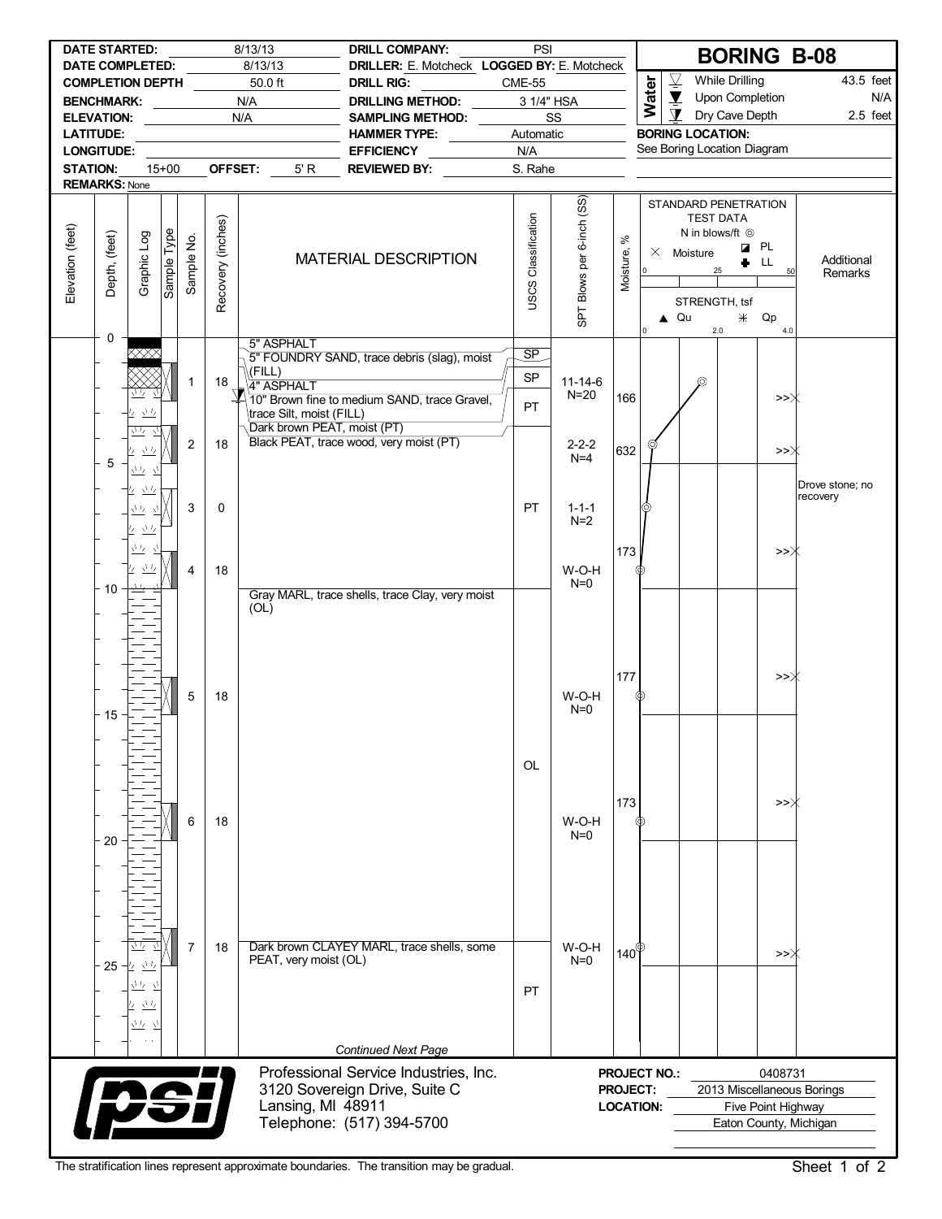# BORING B-08

| | | | |
|---|---|---|---|
| **DATE STARTED:** | 8/13/13 | **DRILL COMPANY:** | PSI |
| **DATE COMPLETED:** | 8/13/13 | **DRILLER:** E. Motcheck | **LOGGED BY:** E. Motcheck |
| **COMPLETION DEPTH** | 50.0 ft | **DRILL RIG:** | CME-55 |
| **BENCHMARK:** | N/A | **DRILLING METHOD:** | 3 1/4" HSA |
| **ELEVATION:** | N/A | **SAMPLING METHOD:** | SS |
| **LATITUDE:** | | **HAMMER TYPE:** | Automatic |
| **LONGITUDE:** | | **EFFICIENCY** | N/A |
| **STATION:** 15+00 | **OFFSET:** 5' R | **REVIEWED BY:** | S. Rahe |
| **REMARKS:** None | | | |

**Water**

| | |
|---|---|
| While Drilling | 43.5 feet |
| Upon Completion | N/A |
| Dry Cave Depth | 2.5 feet |

**BORING LOCATION:** See Boring Location Diagram

| Elevation (feet) | Depth, (feet) | Sample No. | Recovery (inches) | MATERIAL DESCRIPTION | USCS Classification | SPT Blows per 6-inch (SS) | Moisture, % | Additional Remarks |
|---|---|---|---|---|---|---|---|---|
| | 0 | | | 5" ASPHALT | | | | |
| | | | | 5" FOUNDRY SAND, trace debris (slag), moist (FILL) | SP | | | |
| | | 1 | 18 | 4" ASPHALT | | 11-14-6 N=20 | | |
| | | | | 10" Brown fine to medium SAND, trace Gravel, trace Silt, moist (FILL) | SP | | 166 | |
| | | | | Dark brown PEAT, moist (PT) | PT | | | |
| | | 2 | 18 | Black PEAT, trace wood, very moist (PT) | | 2-2-2 N=4 | 632 | |
| | 5 | 3 | 0 | | PT | 1-1-1 N=2 | | Drove stone; no recovery |
| | | 4 | 18 | | | W-O-H N=0 | 173 | |
| | 10 | | | Gray MARL, trace shells, trace Clay, very moist (OL) | | | | |
| | | 5 | 18 | | | W-O-H N=0 | 177 | |
| | 15 | | | | OL | | | |
| | | 6 | 18 | | | W-O-H N=0 | 173 | |
| | 20 | | | | | | | |
| | | 7 | 18 | Dark brown CLAYEY MARL, trace shells, some PEAT, very moist (OL) | | W-O-H N=0 | 140 | |
| | 25 | | | | PT | | | |

*Continued Next Page*

Professional Service Industries, Inc.
3120 Sovereign Drive, Suite C
Lansing, MI 48911
Telephone: (517) 394-5700

**PROJECT NO.:** 0408731
**PROJECT:** 2013 Miscellaneous Borings
**LOCATION:** Five Point Highway, Eaton County, Michigan

The stratification lines represent approximate boundaries. The transition may be gradual.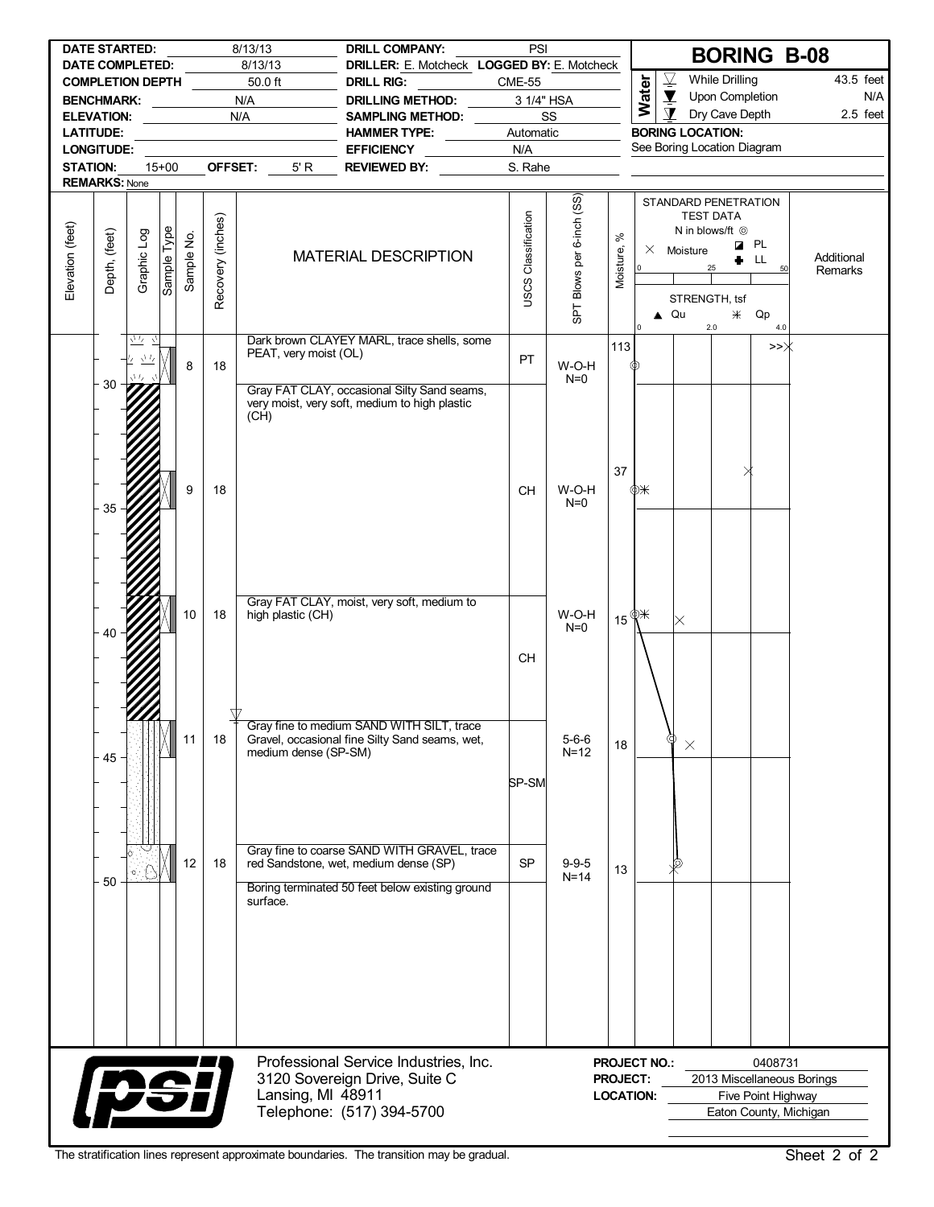# BORING B-08

| | | | |
|---|---|---|---|
| **DATE STARTED:** | 8/13/13 | **DRILL COMPANY:** | PSI |
| **DATE COMPLETED:** | 8/13/13 | **DRILLER:** E. Motcheck | **LOGGED BY:** E. Motcheck |
| **COMPLETION DEPTH** | 50.0 ft | **DRILL RIG:** | CME-55 |
| **BENCHMARK:** | N/A | **DRILLING METHOD:** | 3 1/4" HSA |
| **ELEVATION:** | N/A | **SAMPLING METHOD:** | SS |
| **LATITUDE:** | | **HAMMER TYPE:** | Automatic |
| **LONGITUDE:** | | **EFFICIENCY** | N/A |
| **STATION:** 15+00 | **OFFSET:** 5' R | **REVIEWED BY:** | S. Rahe |
| **REMARKS:** None | | | |

**Water**

- While Drilling: 43.5 feet
- Upon Completion: N/A
- Dry Cave Depth: 2.5 feet

**BORING LOCATION:** See Boring Location Diagram

| Elevation (feet) | Depth, (feet) | Sample No. | Recovery (inches) | MATERIAL DESCRIPTION | USCS Classification | SPT Blows per 6-inch (SS) | Moisture, % | Additional Remarks |
|---|---|---|---|---|---|---|---|---|
| | | 8 | 18 | Dark brown CLAYEY MARL, trace shells, some PEAT, very moist (OL) | PT | W-O-H N=0 | 113 | |
| | 30 | | | Gray FAT CLAY, occasional Silty Sand seams, very moist, very soft, medium to high plastic (CH) | | | | |
| | 35 | 9 | 18 | | CH | W-O-H N=0 | 37 | |
| | 40 | 10 | 18 | Gray FAT CLAY, moist, very soft, medium to high plastic (CH) | CH | W-O-H N=0 | 15 | |
| | 45 | 11 | 18 | Gray fine to medium SAND WITH SILT, trace Gravel, occasional fine Silty Sand seams, wet, medium dense (SP-SM) | SP-SM | 5-6-6 N=12 | 18 | |
| | 50 | 12 | 18 | Gray fine to coarse SAND WITH GRAVEL, trace red Sandstone, wet, medium dense (SP) | SP | 9-9-5 N=14 | 13 | |
| | | | | Boring terminated 50 feet below existing ground surface. | | | | |

Professional Service Industries, Inc.
3120 Sovereign Drive, Suite C
Lansing, MI 48911
Telephone: (517) 394-5700

**PROJECT NO.:** 0408731
**PROJECT:** 2013 Miscellaneous Borings
**LOCATION:** Five Point Highway, Eaton County, Michigan

The stratification lines represent approximate boundaries. The transition may be gradual.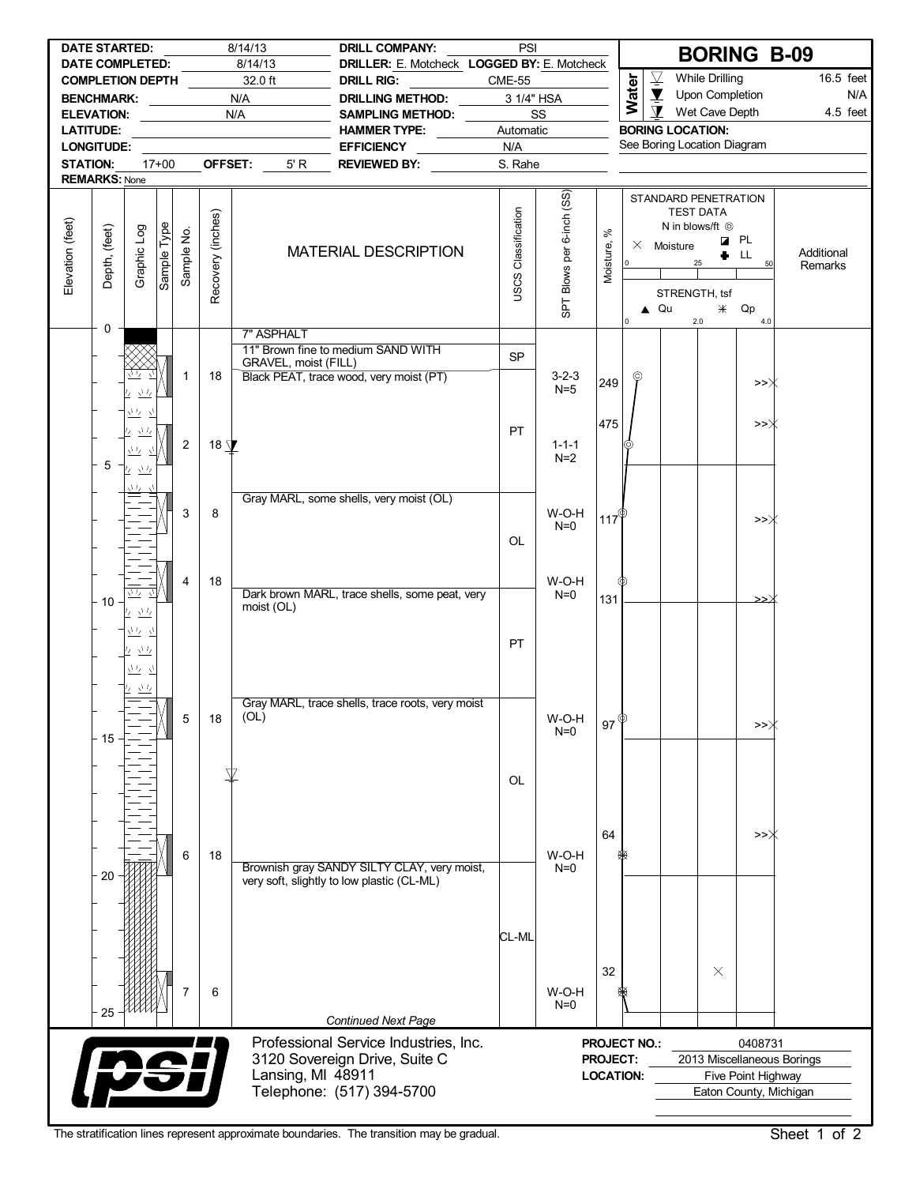# BORING B-09

| | | | |
|---|---|---|---|
| **DATE STARTED:** | 8/14/13 | **DRILL COMPANY:** | PSI |
| **DATE COMPLETED:** | 8/14/13 | **DRILLER:** E. Motcheck | **LOGGED BY:** E. Motcheck |
| **COMPLETION DEPTH** | 32.0 ft | **DRILL RIG:** | CME-55 |
| **BENCHMARK:** | N/A | **DRILLING METHOD:** | 3 1/4" HSA |
| **ELEVATION:** | N/A | **SAMPLING METHOD:** | SS |
| **LATITUDE:** | | **HAMMER TYPE:** | Automatic |
| **LONGITUDE:** | | **EFFICIENCY** | N/A |
| **STATION:** 17+00 | **OFFSET:** 5' R | **REVIEWED BY:** | S. Rahe |
| **REMARKS:** None | | | |

**Water**

| | |
|---|---|
| While Drilling | 16.5 feet |
| Upon Completion | N/A |
| Wet Cave Depth | 4.5 feet |

**BORING LOCATION:** See Boring Location Diagram

| Depth, (feet) | Sample No. | Recovery (inches) | MATERIAL DESCRIPTION | USCS Classification | SPT Blows per 6-inch (SS) | Moisture, % | Additional Remarks |
|---|---|---|---|---|---|---|---|
| 0 | | | 7" ASPHALT | | | | |
| | | | 11" Brown fine to medium SAND WITH GRAVEL, moist (FILL) | SP | | | |
| | 1 | 18 | Black PEAT, trace wood, very moist (PT) | PT | 3-2-3 N=5 | 249 | |
| | 2 | 18 | | | 1-1-1 N=2 | 475 | |
| 5 | | | | | | | |
| | 3 | 8 | Gray MARL, some shells, very moist (OL) | OL | W-O-H N=0 | 117 | |
| | 4 | 18 | | | W-O-H N=0 | | |
| 10 | | | Dark brown MARL, trace shells, some peat, very moist (OL) | PT | | 131 | |
| | 5 | 18 | Gray MARL, trace shells, trace roots, very moist (OL) | OL | W-O-H N=0 | 97 | |
| 15 | | | | | | | |
| | 6 | 18 | | | W-O-H N=0 | 64 | |
| 20 | | | Brownish gray SANDY SILTY CLAY, very moist, very soft, slightly to low plastic (CL-ML) | CL-ML | | | |
| | 7 | 6 | | | W-O-H N=0 | 32 | |
| 25 | | | *Continued Next Page* | | | | |

Professional Service Industries, Inc.
3120 Sovereign Drive, Suite C
Lansing, MI 48911
Telephone: (517) 394-5700

**PROJECT NO.:** 0408731
**PROJECT:** 2013 Miscellaneous Borings
**LOCATION:** Five Point Highway, Eaton County, Michigan

The stratification lines represent approximate boundaries. The transition may be gradual.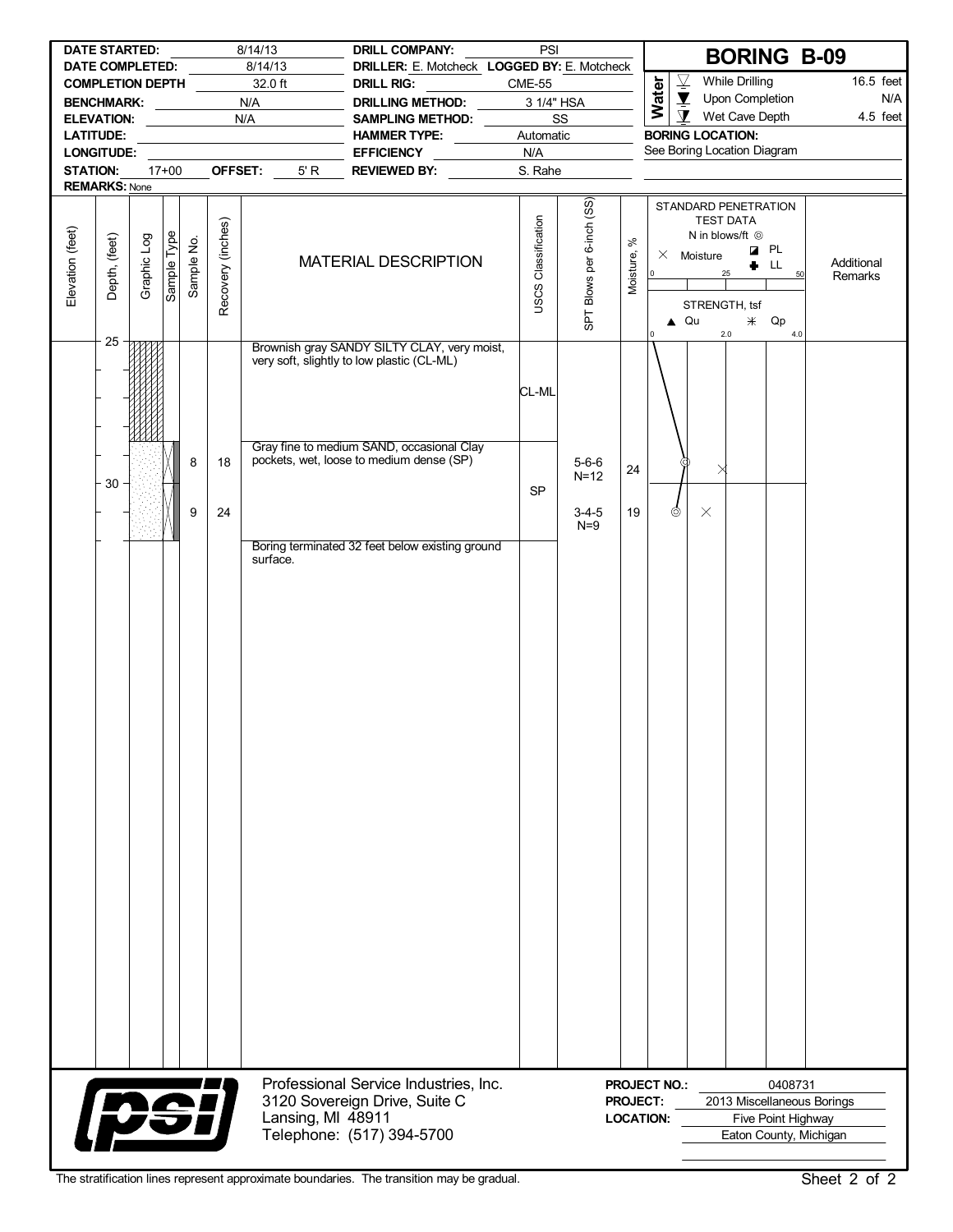# BORING B-09

| | | | |
|---|---|---|---|
| **DATE STARTED:** | 8/14/13 | **DRILL COMPANY:** | PSI |
| **DATE COMPLETED:** | 8/14/13 | **DRILLER:** E. Motcheck | **LOGGED BY:** E. Motcheck |
| **COMPLETION DEPTH** | 32.0 ft | **DRILL RIG:** | CME-55 |
| **BENCHMARK:** | N/A | **DRILLING METHOD:** | 3 1/4" HSA |
| **ELEVATION:** | N/A | **SAMPLING METHOD:** | SS |
| **LATITUDE:** | | **HAMMER TYPE:** | Automatic |
| **LONGITUDE:** | | **EFFICIENCY** | N/A |
| **STATION:** 17+00 | **OFFSET:** 5' R | **REVIEWED BY:** | S. Rahe |
| **REMARKS:** None | | | |

**Water**

| | |
|---|---|
| While Drilling | 16.5 feet |
| Upon Completion | N/A |
| Wet Cave Depth | 4.5 feet |

**BORING LOCATION:** See Boring Location Diagram

| Elevation (feet) | Depth, (feet) | Sample No. | Recovery (inches) | MATERIAL DESCRIPTION | USCS Classification | SPT Blows per 6-inch (SS) | Moisture, % | Additional Remarks |
|---|---|---|---|---|---|---|---|---|
| | 25 | | | Brownish gray SANDY SILTY CLAY, very moist, very soft, slightly to low plastic (CL-ML) | CL-ML | | | |
| | | 8 | 18 | Gray fine to medium SAND, occasional Clay pockets, wet, loose to medium dense (SP) | SP | 5-6-6 N=12 | 24 | |
| | 30 | 9 | 24 | | | 3-4-5 N=9 | 19 | |
| | | | | Boring terminated 32 feet below existing ground surface. | | | | |

Professional Service Industries, Inc.
3120 Sovereign Drive, Suite C
Lansing, MI 48911
Telephone: (517) 394-5700

**PROJECT NO.:** 0408731
**PROJECT:** 2013 Miscellaneous Borings
**LOCATION:** Five Point Highway, Eaton County, Michigan

The stratification lines represent approximate boundaries. The transition may be gradual.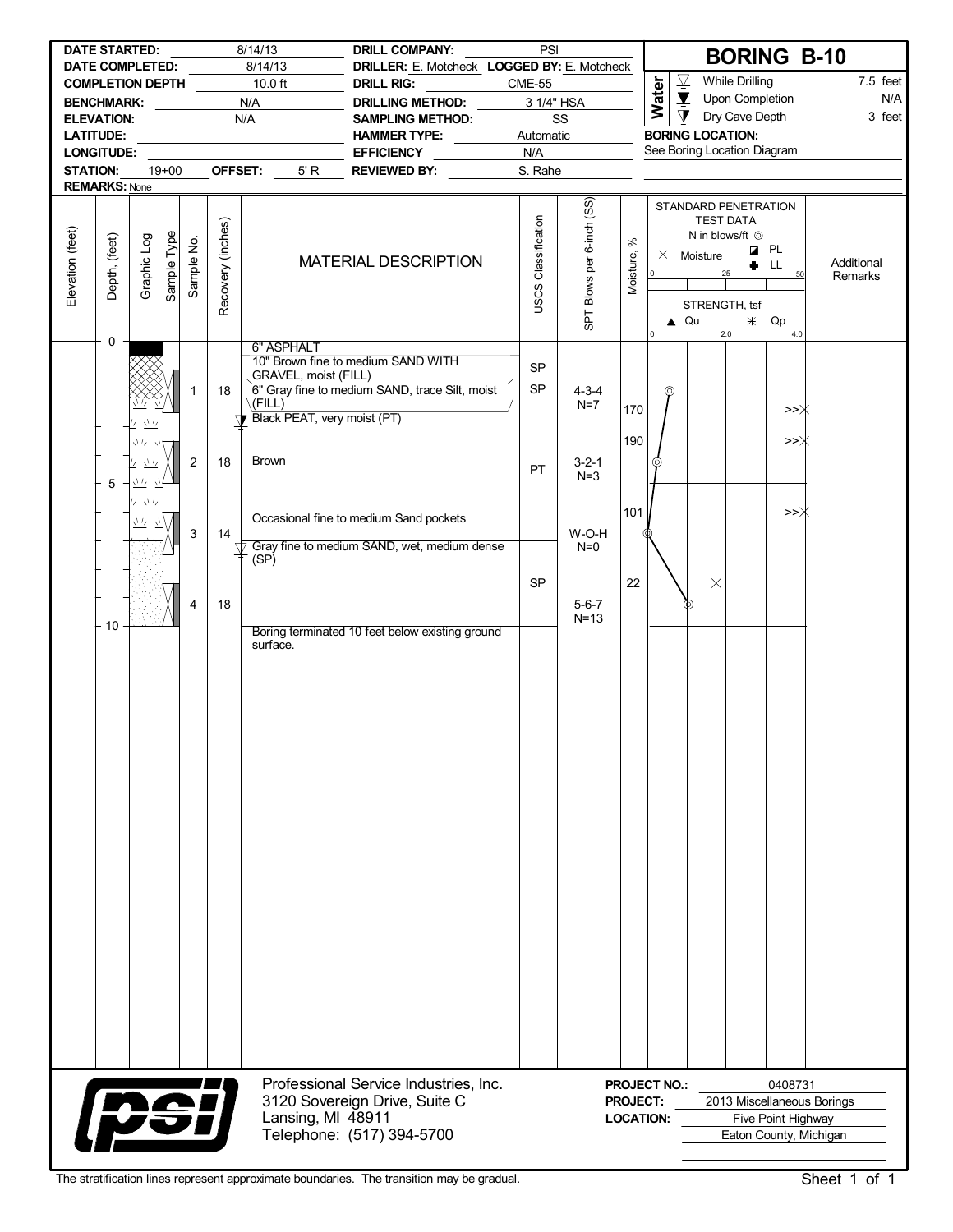# BORING B-10

| | | | |
|---|---|---|---|
| **DATE STARTED:** | 8/14/13 | **DRILL COMPANY:** | PSI |
| **DATE COMPLETED:** | 8/14/13 | **DRILLER:** E. Motcheck | **LOGGED BY:** E. Motcheck |
| **COMPLETION DEPTH** | 10.0 ft | **DRILL RIG:** | CME-55 |
| **BENCHMARK:** | N/A | **DRILLING METHOD:** | 3 1/4" HSA |
| **ELEVATION:** | N/A | **SAMPLING METHOD:** | SS |
| **LATITUDE:** | | **HAMMER TYPE:** | Automatic |
| **LONGITUDE:** | | **EFFICIENCY** | N/A |
| **STATION:** 19+00 | **OFFSET:** 5' R | **REVIEWED BY:** | S. Rahe |
| **REMARKS:** None | | | |

**Water**

| | |
|---|---|
| While Drilling | 7.5 feet |
| Upon Completion | N/A |
| Dry Cave Depth | 3 feet |

**BORING LOCATION:** See Boring Location Diagram

| Elevation (feet) | Depth, (feet) | Sample No. | Recovery (inches) | MATERIAL DESCRIPTION | USCS Classification | SPT Blows per 6-inch (SS) | Moisture, % | Additional Remarks |
|---|---|---|---|---|---|---|---|---|
| | 0 | | | 6" ASPHALT | | | | |
| | | | | 10" Brown fine to medium SAND WITH GRAVEL, moist (FILL) | SP | | | |
| | | 1 | 18 | 6" Gray fine to medium SAND, trace Silt, moist (FILL) | SP | 4-3-4 N=7 | | |
| | | | | Black PEAT, very moist (PT) | | | 170 | |
| | | | | | | | 190 | |
| | | 2 | 18 | Brown | PT | 3-2-1 N=3 | | |
| | 5 | | | | | | | |
| | | 3 | 14 | Occasional fine to medium Sand pockets | | W-O-H N=0 | 101 | |
| | | | | Gray fine to medium SAND, wet, medium dense (SP) | SP | | 22 | |
| | | 4 | 18 | | | 5-6-7 N=13 | | |
| | 10 | | | Boring terminated 10 feet below existing ground surface. | | | | |

Professional Service Industries, Inc.
3120 Sovereign Drive, Suite C
Lansing, MI 48911
Telephone: (517) 394-5700

**PROJECT NO.:** 0408731
**PROJECT:** 2013 Miscellaneous Borings
**LOCATION:** Five Point Highway, Eaton County, Michigan

The stratification lines represent approximate boundaries. The transition may be gradual.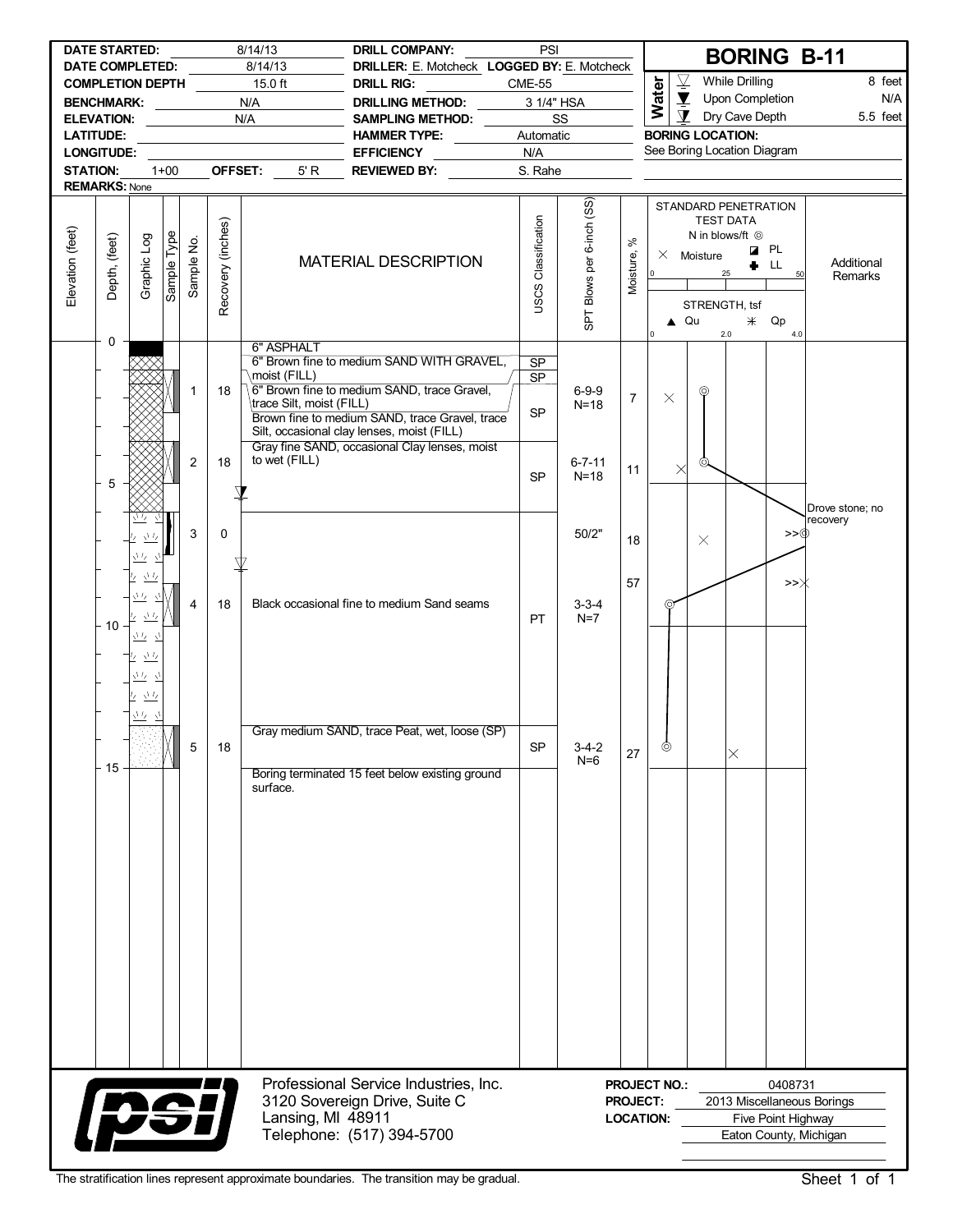# BORING B-11

| | | | |
|---|---|---|---|
| **DATE STARTED:** | 8/14/13 | **DRILL COMPANY:** | PSI |
| **DATE COMPLETED:** | 8/14/13 | **DRILLER:** E. Motcheck | **LOGGED BY:** E. Motcheck |
| **COMPLETION DEPTH** | 15.0 ft | **DRILL RIG:** | CME-55 |
| **BENCHMARK:** | N/A | **DRILLING METHOD:** | 3 1/4" HSA |
| **ELEVATION:** | N/A | **SAMPLING METHOD:** | SS |
| **LATITUDE:** | | **HAMMER TYPE:** | Automatic |
| **LONGITUDE:** | | **EFFICIENCY** | N/A |
| **STATION:** 1+00 | **OFFSET:** 5' R | **REVIEWED BY:** | S. Rahe |
| **REMARKS:** None | | | |

**Water**

| Symbol | Condition | Depth |
|---|---|---|
| ▽ | While Drilling | 8 feet |
| ▼ | Upon Completion | N/A |
| ⊻ | Dry Cave Depth | 5.5 feet |

**BORING LOCATION:** See Boring Location Diagram

| Elevation (feet) | Depth, (feet) | Sample Type | Sample No. | Recovery (inches) | MATERIAL DESCRIPTION | USCS Classification | SPT Blows per 6-inch (SS) | Moisture, % | Additional Remarks |
|---|---|---|---|---|---|---|---|---|---|
| | 0 | | | | 6" ASPHALT | | | | |
| | | | | | 6" Brown fine to medium SAND WITH GRAVEL, moist (FILL) | SP | | | |
| | | | | | 6" Brown fine to medium SAND, trace Gravel, trace Silt, moist (FILL) | SP | | | |
| | | SS | 1 | 18 | Brown fine to medium SAND, trace Gravel, trace Silt, occasional clay lenses, moist (FILL) | SP | 6-9-9 N=18 | 7 | |
| | 5 | SS | 2 | 18 | Gray fine SAND, occasional Clay lenses, moist to wet (FILL) | SP | 6-7-11 N=18 | 11 | |
| | | SS | 3 | 0 | | | 50/2" | 18 | Drove stone; no recovery |
| | | | | | | | | 57 | |
| | 10 | SS | 4 | 18 | Black occasional fine to medium Sand seams | PT | 3-3-4 N=7 | | |
| | | SS | 5 | 18 | Gray medium SAND, trace Peat, wet, loose (SP) | SP | 3-4-2 N=6 | 27 | |
| | 15 | | | | Boring terminated 15 feet below existing ground surface. | | | | |

STANDARD PENETRATION TEST DATA: N in blows/ft ◎; × Moisture; PL; LL (scale 0–25–50). STRENGTH, tsf: ▲ Qu; ✳ Qp (scale 0–2.0–4.0).

Professional Service Industries, Inc.
3120 Sovereign Drive, Suite C
Lansing, MI 48911
Telephone: (517) 394-5700

**PROJECT NO.:** 0408731
**PROJECT:** 2013 Miscellaneous Borings
**LOCATION:** Five Point Highway, Eaton County, Michigan

The stratification lines represent approximate boundaries. The transition may be gradual.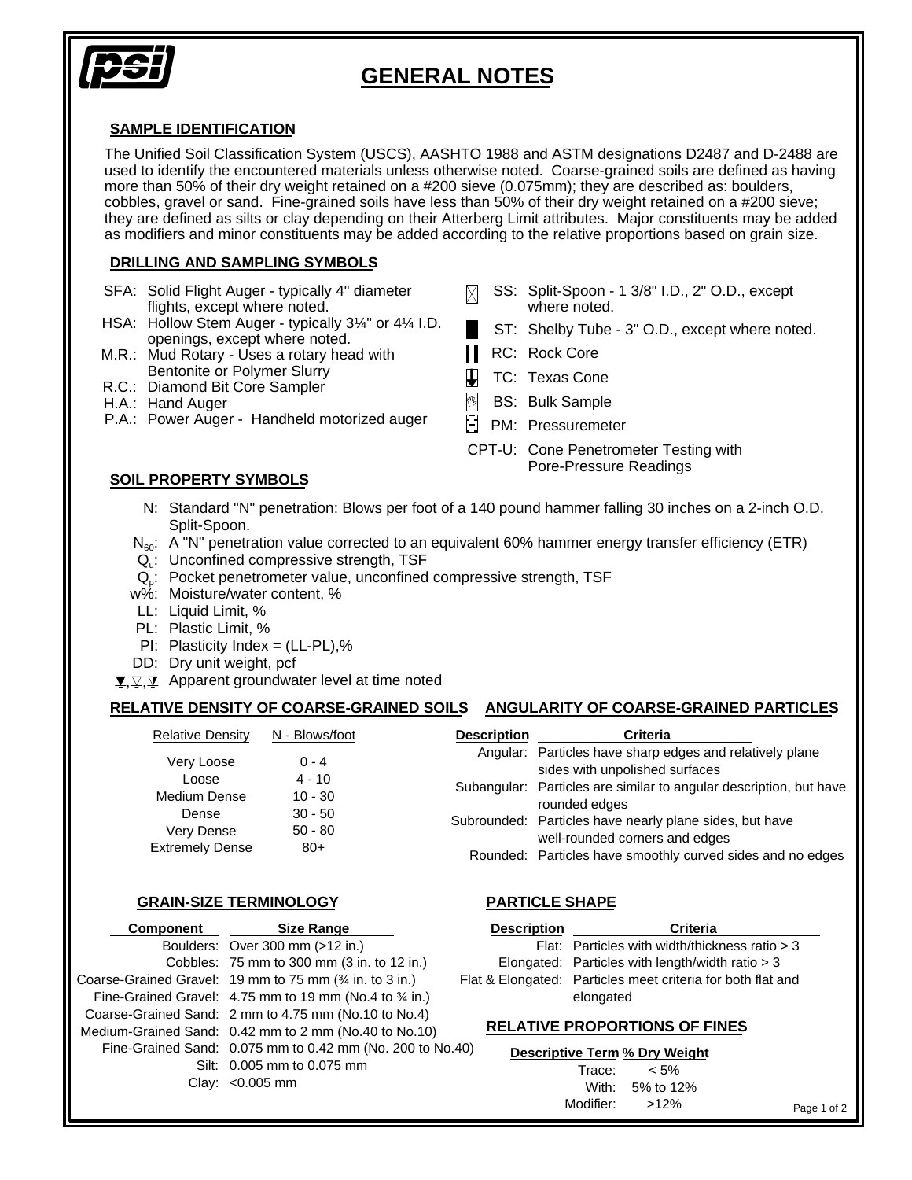# GENERAL NOTES

## SAMPLE IDENTIFICATION

The Unified Soil Classification System (USCS), AASHTO 1988 and ASTM designations D2487 and D-2488 are used to identify the encountered materials unless otherwise noted. Coarse-grained soils are defined as having more than 50% of their dry weight retained on a #200 sieve (0.075mm); they are described as: boulders, cobbles, gravel or sand. Fine-grained soils have less than 50% of their dry weight retained on a #200 sieve; they are defined as silts or clay depending on their Atterberg Limit attributes. Major constituents may be added as modifiers and minor constituents may be added according to the relative proportions based on grain size.

## DRILLING AND SAMPLING SYMBOLS

- SFA: Solid Flight Auger - typically 4" diameter flights, except where noted.
- HSA: Hollow Stem Auger - typically 3¼" or 4¼ I.D. openings, except where noted.
- M.R.: Mud Rotary - Uses a rotary head with Bentonite or Polymer Slurry
- R.C.: Diamond Bit Core Sampler
- H.A.: Hand Auger
- P.A.: Power Auger - Handheld motorized auger

- SS: Split-Spoon - 1 3/8" I.D., 2" O.D., except where noted.
- ST: Shelby Tube - 3" O.D., except where noted.
- RC: Rock Core
- TC: Texas Cone
- BS: Bulk Sample
- PM: Pressuremeter
- CPT-U: Cone Penetrometer Testing with Pore-Pressure Readings

## SOIL PROPERTY SYMBOLS

- N: Standard "N" penetration: Blows per foot of a 140 pound hammer falling 30 inches on a 2-inch O.D. Split-Spoon.
- $N_{60}$: A "N" penetration value corrected to an equivalent 60% hammer energy transfer efficiency (ETR)
- $Q_u$: Unconfined compressive strength, TSF
- $Q_p$: Pocket penetrometer value, unconfined compressive strength, TSF
- w%: Moisture/water content, %
- LL: Liquid Limit, %
- PL: Plastic Limit, %
- PI: Plasticity Index = (LL-PL),%
- DD: Dry unit weight, pcf
- ▼, ▽, ▼: Apparent groundwater level at time noted

## RELATIVE DENSITY OF COARSE-GRAINED SOILS

| Relative Density | N - Blows/foot |
|---|---|
| Very Loose | 0 - 4 |
| Loose | 4 - 10 |
| Medium Dense | 10 - 30 |
| Dense | 30 - 50 |
| Very Dense | 50 - 80 |
| Extremely Dense | 80+ |

## ANGULARITY OF COARSE-GRAINED PARTICLES

| Description | Criteria |
|---|---|
| Angular: | Particles have sharp edges and relatively plane sides with unpolished surfaces |
| Subangular: | Particles are similar to angular description, but have rounded edges |
| Subrounded: | Particles have nearly plane sides, but have well-rounded corners and edges |
| Rounded: | Particles have smoothly curved sides and no edges |

## GRAIN-SIZE TERMINOLOGY

| Component | Size Range |
|---|---|
| Boulders: | Over 300 mm (>12 in.) |
| Cobbles: | 75 mm to 300 mm (3 in. to 12 in.) |
| Coarse-Grained Gravel: | 19 mm to 75 mm (¾ in. to 3 in.) |
| Fine-Grained Gravel: | 4.75 mm to 19 mm (No.4 to ¾ in.) |
| Coarse-Grained Sand: | 2 mm to 4.75 mm (No.10 to No.4) |
| Medium-Grained Sand: | 0.42 mm to 2 mm (No.40 to No.10) |
| Fine-Grained Sand: | 0.075 mm to 0.42 mm (No. 200 to No.40) |
| Silt: | 0.005 mm to 0.075 mm |
| Clay: | <0.005 mm |

## PARTICLE SHAPE

| Description | Criteria |
|---|---|
| Flat: | Particles with width/thickness ratio > 3 |
| Elongated: | Particles with length/width ratio > 3 |
| Flat & Elongated: | Particles meet criteria for both flat and elongated |

## RELATIVE PROPORTIONS OF FINES

| Descriptive Term | % Dry Weight |
|---|---|
| Trace: | < 5% |
| With: | 5% to 12% |
| Modifier: | >12% |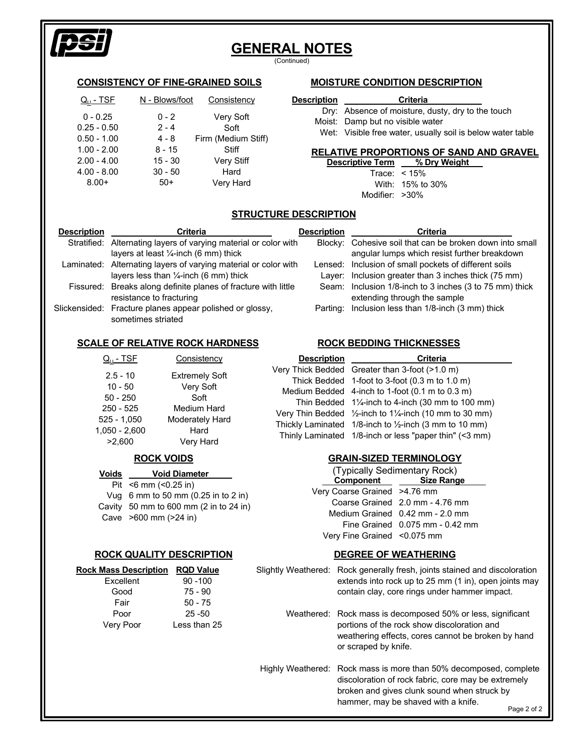# GENERAL NOTES

(Continued)

## CONSISTENCY OF FINE-GRAINED SOILS

| $Q_U$ - TSF | N - Blows/foot | Consistency |
|---|---|---|
| 0 - 0.25 | 0 - 2 | Very Soft |
| 0.25 - 0.50 | 2 - 4 | Soft |
| 0.50 - 1.00 | 4 - 8 | Firm (Medium Stiff) |
| 1.00 - 2.00 | 8 - 15 | Stiff |
| 2.00 - 4.00 | 15 - 30 | Very Stiff |
| 4.00 - 8.00 | 30 - 50 | Hard |
| 8.00+ | 50+ | Very Hard |

## MOISTURE CONDITION DESCRIPTION

| Description | Criteria |
|---|---|
| Dry: | Absence of moisture, dusty, dry to the touch |
| Moist: | Damp but no visible water |
| Wet: | Visible free water, usually soil is below water table |

## RELATIVE PROPORTIONS OF SAND AND GRAVEL

| Descriptive Term | % Dry Weight |
|---|---|
| Trace: | < 15% |
| With: | 15% to 30% |
| Modifier: | >30% |

## STRUCTURE DESCRIPTION

| Description | Criteria |
|---|---|
| Stratified: | Alternating layers of varying material or color with layers at least ¼-inch (6 mm) thick |
| Laminated: | Alternating layers of varying material or color with layers less than ¼-inch (6 mm) thick |
| Fissured: | Breaks along definite planes of fracture with little resistance to fracturing |
| Slickensided: | Fracture planes appear polished or glossy, sometimes striated |
| Blocky: | Cohesive soil that can be broken down into small angular lumps which resist further breakdown |
| Lensed: | Inclusion of small pockets of different soils |
| Layer: | Inclusion greater than 3 inches thick (75 mm) |
| Seam: | Inclusion 1/8-inch to 3 inches (3 to 75 mm) thick extending through the sample |
| Parting: | Inclusion less than 1/8-inch (3 mm) thick |

## SCALE OF RELATIVE ROCK HARDNESS

| $Q_U$ - TSF | Consistency |
|---|---|
| 2.5 - 10 | Extremely Soft |
| 10 - 50 | Very Soft |
| 50 - 250 | Soft |
| 250 - 525 | Medium Hard |
| 525 - 1,050 | Moderately Hard |
| 1,050 - 2,600 | Hard |
| >2,600 | Very Hard |

## ROCK BEDDING THICKNESSES

| Description | Criteria |
|---|---|
| Very Thick Bedded | Greater than 3-foot (>1.0 m) |
| Thick Bedded | 1-foot to 3-foot (0.3 m to 1.0 m) |
| Medium Bedded | 4-inch to 1-foot (0.1 m to 0.3 m) |
| Thin Bedded | 1¼-inch to 4-inch (30 mm to 100 mm) |
| Very Thin Bedded | ½-inch to 1¼-inch (10 mm to 30 mm) |
| Thickly Laminated | 1/8-inch to ½-inch (3 mm to 10 mm) |
| Thinly Laminated | 1/8-inch or less "paper thin" (<3 mm) |

## ROCK VOIDS

| Voids | Void Diameter |
|---|---|
| Pit | <6 mm (<0.25 in) |
| Vug | 6 mm to 50 mm (0.25 in to 2 in) |
| Cavity | 50 mm to 600 mm (2 in to 24 in) |
| Cave | >600 mm (>24 in) |

## GRAIN-SIZED TERMINOLOGY

(Typically Sedimentary Rock)

| Component | Size Range |
|---|---|
| Very Coarse Grained | >4.76 mm |
| Coarse Grained | 2.0 mm - 4.76 mm |
| Medium Grained | 0.42 mm - 2.0 mm |
| Fine Grained | 0.075 mm - 0.42 mm |
| Very Fine Grained | <0.075 mm |

## ROCK QUALITY DESCRIPTION

| Rock Mass Description | RQD Value |
|---|---|
| Excellent | 90 -100 |
| Good | 75 - 90 |
| Fair | 50 - 75 |
| Poor | 25 -50 |
| Very Poor | Less than 25 |

## DEGREE OF WEATHERING

| Description | Criteria |
|---|---|
| Slightly Weathered: | Rock generally fresh, joints stained and discoloration extends into rock up to 25 mm (1 in), open joints may contain clay, core rings under hammer impact. |
| Weathered: | Rock mass is decomposed 50% or less, significant portions of the rock show discoloration and weathering effects, cores cannot be broken by hand or scraped by knife. |
| Highly Weathered: | Rock mass is more than 50% decomposed, complete discoloration of rock fabric, core may be extremely broken and gives clunk sound when struck by hammer, may be shaved with a knife. |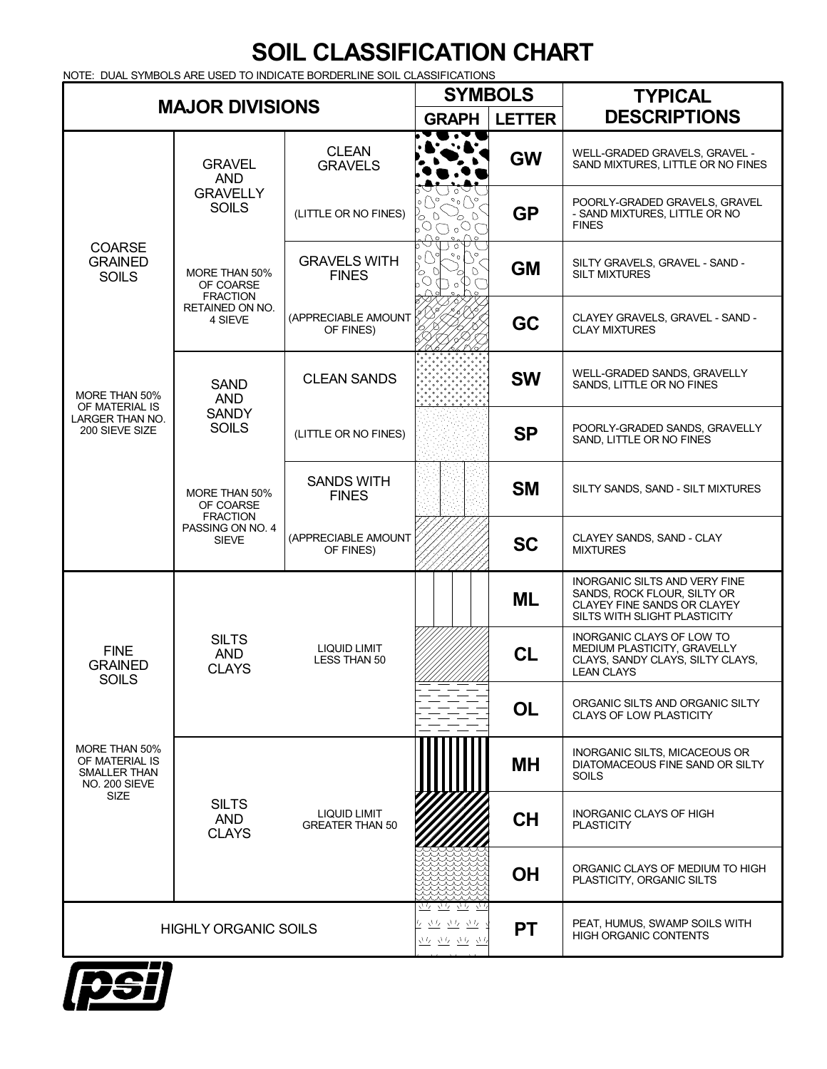# SOIL CLASSIFICATION CHART

NOTE: DUAL SYMBOLS ARE USED TO INDICATE BORDERLINE SOIL CLASSIFICATIONS

| MAJOR DIVISIONS | | | SYMBOLS | | TYPICAL DESCRIPTIONS |
|---|---|---|---|---|---|
| | | | GRAPH | LETTER | |
| COARSE GRAINED SOILS | GRAVEL AND GRAVELLY SOILS | CLEAN GRAVELS | | GW | WELL-GRADED GRAVELS, GRAVEL - SAND MIXTURES, LITTLE OR NO FINES |
| | | (LITTLE OR NO FINES) | | GP | POORLY-GRADED GRAVELS, GRAVEL - SAND MIXTURES, LITTLE OR NO FINES |
| | MORE THAN 50% OF COARSE FRACTION RETAINED ON NO. 4 SIEVE | GRAVELS WITH FINES | | GM | SILTY GRAVELS, GRAVEL - SAND - SILT MIXTURES |
| | | (APPRECIABLE AMOUNT OF FINES) | | GC | CLAYEY GRAVELS, GRAVEL - SAND - CLAY MIXTURES |
| MORE THAN 50% OF MATERIAL IS LARGER THAN NO. 200 SIEVE SIZE | SAND AND SANDY SOILS | CLEAN SANDS | | SW | WELL-GRADED SANDS, GRAVELLY SANDS, LITTLE OR NO FINES |
| | | (LITTLE OR NO FINES) | | SP | POORLY-GRADED SANDS, GRAVELLY SAND, LITTLE OR NO FINES |
| | MORE THAN 50% OF COARSE FRACTION PASSING ON NO. 4 SIEVE | SANDS WITH FINES | | SM | SILTY SANDS, SAND - SILT MIXTURES |
| | | (APPRECIABLE AMOUNT OF FINES) | | SC | CLAYEY SANDS, SAND - CLAY MIXTURES |
| FINE GRAINED SOILS | SILTS AND CLAYS | LIQUID LIMIT LESS THAN 50 | | ML | INORGANIC SILTS AND VERY FINE SANDS, ROCK FLOUR, SILTY OR CLAYEY FINE SANDS OR CLAYEY SILTS WITH SLIGHT PLASTICITY |
| | | | | CL | INORGANIC CLAYS OF LOW TO MEDIUM PLASTICITY, GRAVELLY CLAYS, SANDY CLAYS, SILTY CLAYS, LEAN CLAYS |
| | | | | OL | ORGANIC SILTS AND ORGANIC SILTY CLAYS OF LOW PLASTICITY |
| MORE THAN 50% OF MATERIAL IS SMALLER THAN NO. 200 SIEVE SIZE | SILTS AND CLAYS | LIQUID LIMIT GREATER THAN 50 | | MH | INORGANIC SILTS, MICACEOUS OR DIATOMACEOUS FINE SAND OR SILTY SOILS |
| | | | | CH | INORGANIC CLAYS OF HIGH PLASTICITY |
| | | | | OH | ORGANIC CLAYS OF MEDIUM TO HIGH PLASTICITY, ORGANIC SILTS |
| HIGHLY ORGANIC SOILS | | | | PT | PEAT, HUMUS, SWAMP SOILS WITH HIGH ORGANIC CONTENTS |

psi